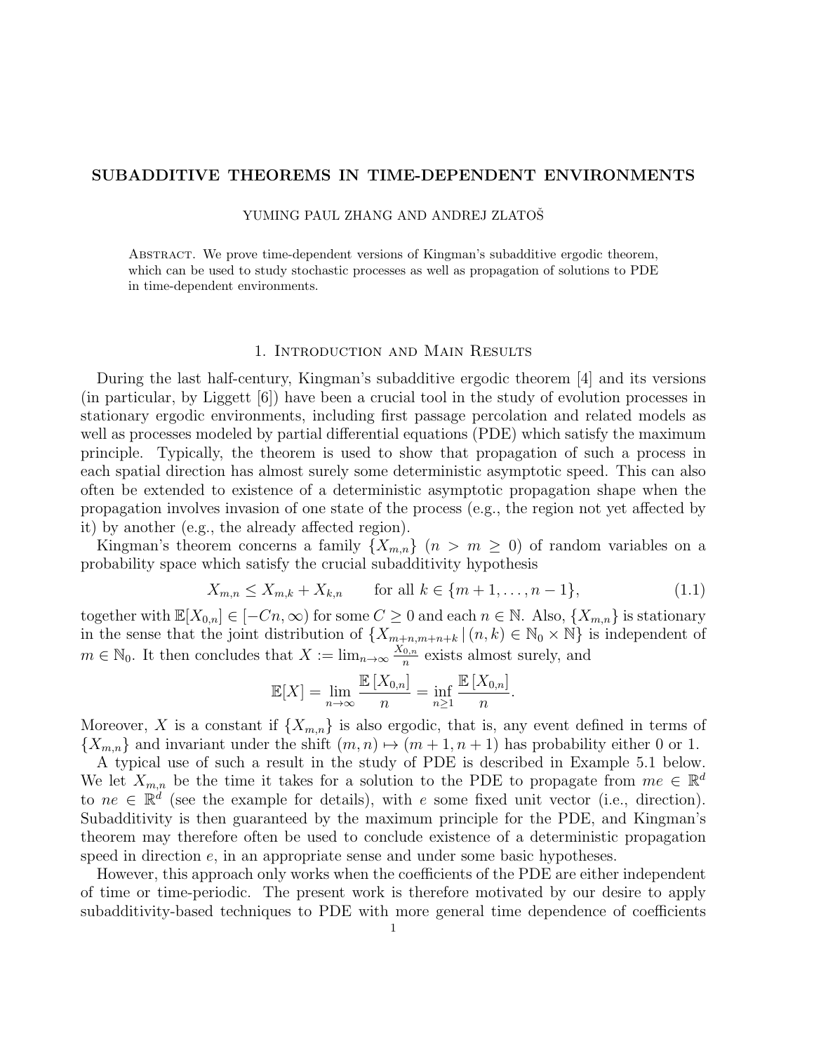# SUBADDITIVE THEOREMS IN TIME-DEPENDENT ENVIRONMENTS

YUMING PAUL ZHANG AND ANDREJ ZLATOŠ

Abstract. We prove time-dependent versions of Kingman's subadditive ergodic theorem, which can be used to study stochastic processes as well as propagation of solutions to PDE in time-dependent environments.

## 1. Introduction and Main Results

During the last half-century, Kingman's subadditive ergodic theorem [4] and its versions (in particular, by Liggett [6]) have been a crucial tool in the study of evolution processes in stationary ergodic environments, including first passage percolation and related models as well as processes modeled by partial differential equations (PDE) which satisfy the maximum principle. Typically, the theorem is used to show that propagation of such a process in each spatial direction has almost surely some deterministic asymptotic speed. This can also often be extended to existence of a deterministic asymptotic propagation shape when the propagation involves invasion of one state of the process (e.g., the region not yet affected by it) by another (e.g., the already affected region).

Kingman's theorem concerns a family $\{X_{m,n}\}$ ($n > m \geq 0$) of random variables on a probability space which satisfy the crucial subadditivity hypothesis

$$X_{m,n} \leq X_{m,k} + X_{k,n} \qquad \text{for all } k \in \{m+1, \dots, n-1\}, \tag{1.1}$$

together with $\mathbb{E}[X_{0,n}] \in [-Cn, \infty)$ for some $C \geq 0$ and each $n \in \mathbb{N}$. Also, $\{X_{m,n}\}$ is stationary in the sense that the joint distribution of $\{X_{m+n,m+n+k} \,|\, (n,k) \in \mathbb{N}_0 \times \mathbb{N}\}$ is independent of $m \in \mathbb{N}_0$. It then concludes that $X := \lim_{n\to\infty} \frac{X_{0,n}}{n}$ exists almost surely, and

$$\mathbb{E}[X] = \lim_{n\to\infty} \frac{\mathbb{E}\left[X_{0,n}\right]}{n} = \inf_{n\geq 1} \frac{\mathbb{E}\left[X_{0,n}\right]}{n}.$$

Moreover, $X$ is a constant if $\{X_{m,n}\}$ is also ergodic, that is, any event defined in terms of $\{X_{m,n}\}$ and invariant under the shift $(m,n) \mapsto (m+1, n+1)$ has probability either 0 or 1.

A typical use of such a result in the study of PDE is described in Example 5.1 below. We let $X_{m,n}$ be the time it takes for a solution to the PDE to propagate from $me \in \mathbb{R}^d$ to $ne \in \mathbb{R}^d$ (see the example for details), with $e$ some fixed unit vector (i.e., direction). Subadditivity is then guaranteed by the maximum principle for the PDE, and Kingman's theorem may therefore often be used to conclude existence of a deterministic propagation speed in direction $e$, in an appropriate sense and under some basic hypotheses.

However, this approach only works when the coefficients of the PDE are either independent of time or time-periodic. The present work is therefore motivated by our desire to apply subadditivity-based techniques to PDE with more general time dependence of coefficients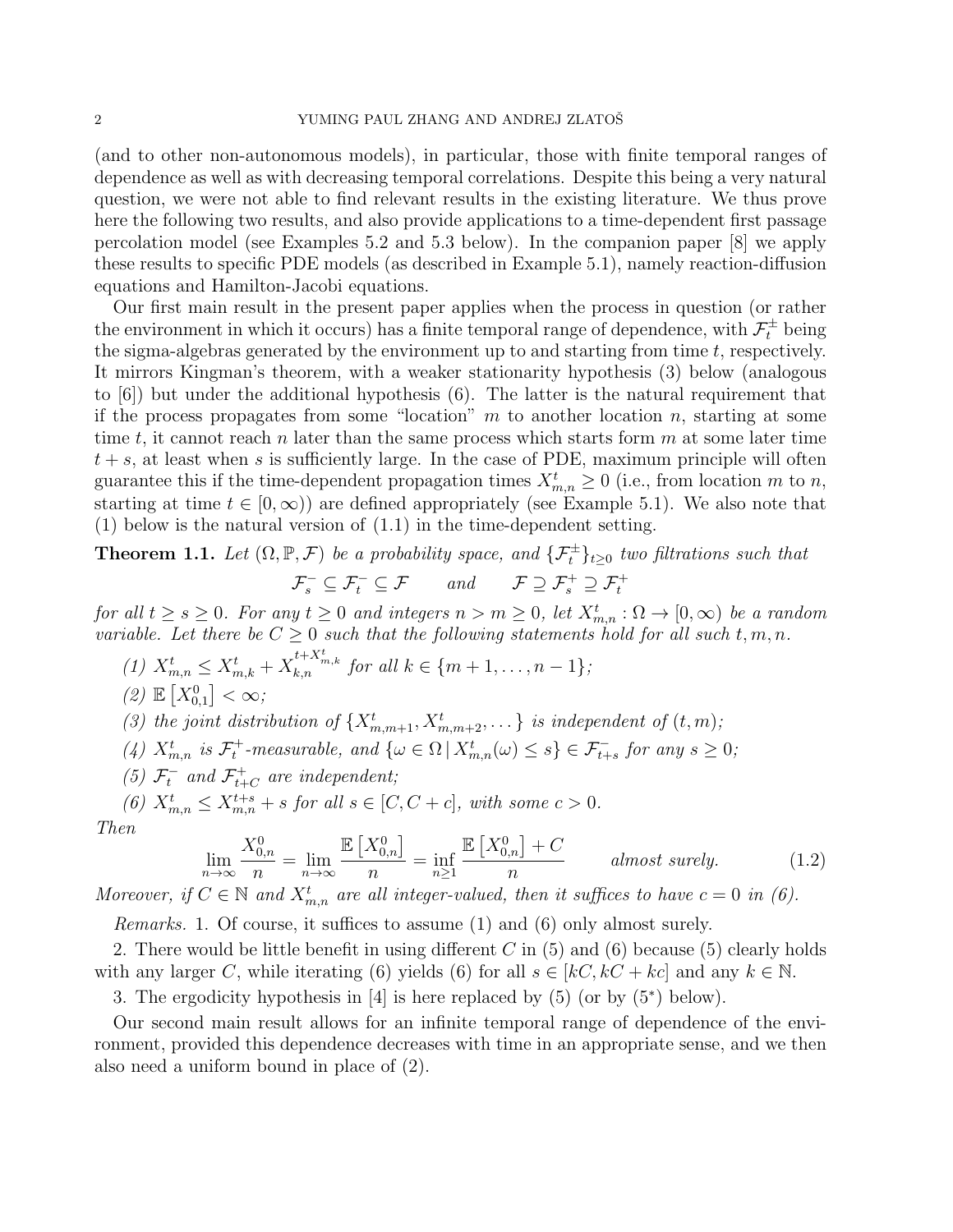(and to other non-autonomous models), in particular, those with finite temporal ranges of dependence as well as with decreasing temporal correlations. Despite this being a very natural question, we were not able to find relevant results in the existing literature. We thus prove here the following two results, and also provide applications to a time-dependent first passage percolation model (see Examples 5.2 and 5.3 below). In the companion paper [8] we apply these results to specific PDE models (as described in Example 5.1), namely reaction-diffusion equations and Hamilton-Jacobi equations.

Our first main result in the present paper applies when the process in question (or rather the environment in which it occurs) has a finite temporal range of dependence, with $\mathcal{F}_t^{\pm}$ being the sigma-algebras generated by the environment up to and starting from time $t$, respectively. It mirrors Kingman's theorem, with a weaker stationarity hypothesis (3) below (analogous to [6]) but under the additional hypothesis (6). The latter is the natural requirement that if the process propagates from some "location" $m$ to another location $n$, starting at some time $t$, it cannot reach $n$ later than the same process which starts form $m$ at some later time $t+s$, at least when $s$ is sufficiently large. In the case of PDE, maximum principle will often guarantee this if the time-dependent propagation times $X_{m,n}^t \geq 0$ (i.e., from location $m$ to $n$, starting at time $t \in [0,\infty)$) are defined appropriately (see Example 5.1). We also note that (1) below is the natural version of (1.1) in the time-dependent setting.

**Theorem 1.1.** *Let $(\Omega, \mathbb{P}, \mathcal{F})$ be a probability space, and $\{\mathcal{F}_t^{\pm}\}_{t\geq 0}$ two filtrations such that*

$$\mathcal{F}_s^- \subseteq \mathcal{F}_t^- \subseteq \mathcal{F} \qquad \text{and} \qquad \mathcal{F} \supseteq \mathcal{F}_s^+ \supseteq \mathcal{F}_t^+$$

*for all $t \geq s \geq 0$. For any $t \geq 0$ and integers $n > m \geq 0$, let $X_{m,n}^t : \Omega \to [0,\infty)$ be a random variable. Let there be $C \geq 0$ such that the following statements hold for all such $t, m, n$.*

*(1) $X_{m,n}^t \leq X_{m,k}^t + X_{k,n}^{t+X_{m,k}^t}$ for all $k \in \{m+1, \dots, n-1\}$;*

*(2) $\mathbb{E}\left[X_{0,1}^0\right] < \infty$;*

*(3) the joint distribution of $\{X_{m,m+1}^t, X_{m,m+2}^t, \dots\}$ is independent of $(t,m)$;*

*(4) $X_{m,n}^t$ is $\mathcal{F}_t^+$-measurable, and $\{\omega \in \Omega \,|\, X_{m,n}^t(\omega) \leq s\} \in \mathcal{F}_{t+s}^-$ for any $s \geq 0$;*

*(5) $\mathcal{F}_t^-$ and $\mathcal{F}_{t+C}^+$ are independent;*

*(6) $X_{m,n}^t \leq X_{m,n}^{t+s} + s$ for all $s \in [C, C+c]$, with some $c > 0$.*

*Then*

$$\lim_{n\to\infty} \frac{X_{0,n}^0}{n} = \lim_{n\to\infty} \frac{\mathbb{E}\left[X_{0,n}^0\right]}{n} = \inf_{n\geq 1} \frac{\mathbb{E}\left[X_{0,n}^0\right] + C}{n} \qquad \text{almost surely.} \tag{1.2}$$

*Moreover, if $C \in \mathbb{N}$ and $X_{m,n}^t$ are all integer-valued, then it suffices to have $c = 0$ in (6).*

*Remarks.* 1. Of course, it suffices to assume (1) and (6) only almost surely.

2. There would be little benefit in using different $C$ in (5) and (6) because (5) clearly holds with any larger $C$, while iterating (6) yields (6) for all $s \in [kC, kC+kc]$ and any $k \in \mathbb{N}$.

3. The ergodicity hypothesis in [4] is here replaced by (5) (or by (5*) below).

Our second main result allows for an infinite temporal range of dependence of the environment, provided this dependence decreases with time in an appropriate sense, and we then also need a uniform bound in place of (2).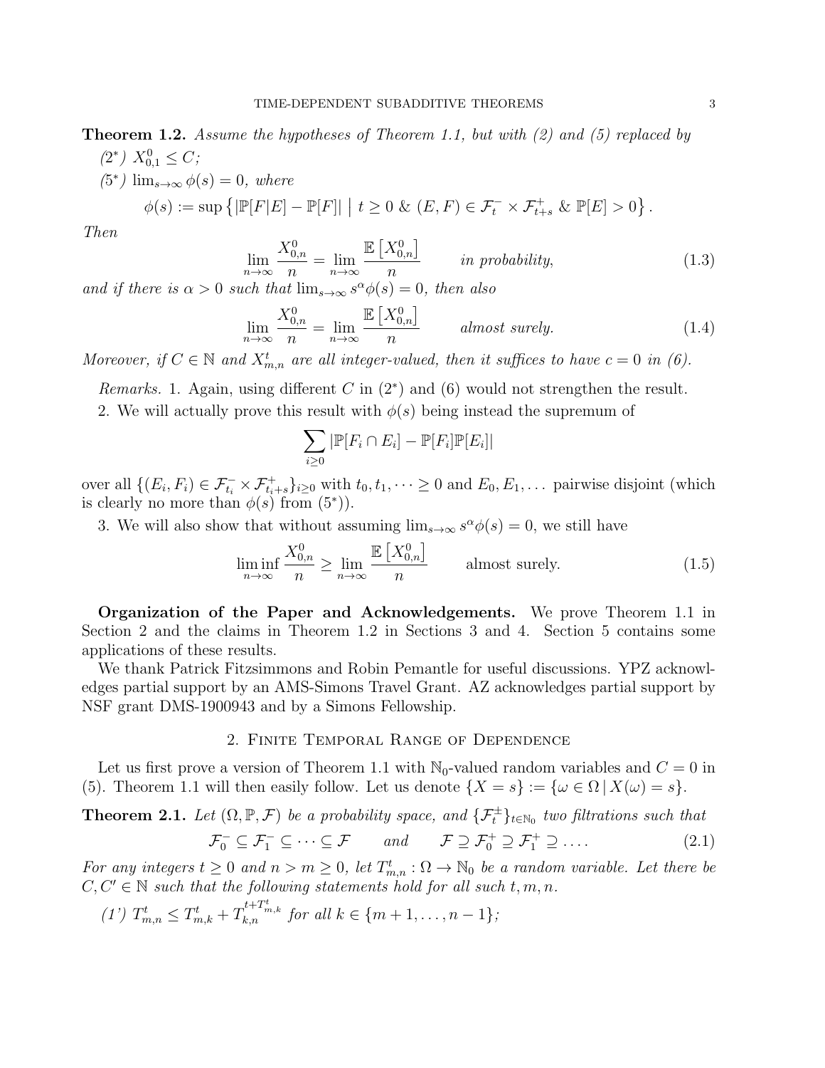**Theorem 1.2.** *Assume the hypotheses of Theorem 1.1, but with (2) and (5) replaced by*

*(2\*) $X^0_{0,1} \leq C$;*

*(5\*) $\lim_{s\to\infty} \phi(s) = 0$, where*

$$\phi(s) := \sup \left\{ |\mathbb{P}[F|E] - \mathbb{P}[F]| \;\middle|\; t \geq 0 \;\&\; (E,F) \in \mathcal{F}^-_t \times \mathcal{F}^+_{t+s} \;\&\; \mathbb{P}[E] > 0 \right\}.$$

*Then*

$$\lim_{n\to\infty} \frac{X^0_{0,n}}{n} = \lim_{n\to\infty} \frac{\mathbb{E}\left[X^0_{0,n}\right]}{n} \qquad \text{in probability,} \tag{1.3}$$

*and if there is $\alpha > 0$ such that $\lim_{s\to\infty} s^\alpha \phi(s) = 0$, then also*

$$\lim_{n\to\infty} \frac{X^0_{0,n}}{n} = \lim_{n\to\infty} \frac{\mathbb{E}\left[X^0_{0,n}\right]}{n} \qquad \text{almost surely.} \tag{1.4}$$

*Moreover, if $C \in \mathbb{N}$ and $X^t_{m,n}$ are all integer-valued, then it suffices to have $c = 0$ in (6).*

*Remarks.* 1. Again, using different $C$ in (2\*) and (6) would not strengthen the result.

2. We will actually prove this result with $\phi(s)$ being instead the supremum of

$$\sum_{i\geq 0} |\mathbb{P}[F_i \cap E_i] - \mathbb{P}[F_i]\mathbb{P}[E_i]|$$

over all $\{(E_i, F_i) \in \mathcal{F}^-_{t_i} \times \mathcal{F}^+_{t_i+s}\}_{i\geq 0}$ with $t_0, t_1, \dots \geq 0$ and $E_0, E_1, \dots$ pairwise disjoint (which is clearly no more than $\phi(s)$ from (5\*)).

3. We will also show that without assuming $\lim_{s\to\infty} s^\alpha \phi(s) = 0$, we still have

$$\liminf_{n\to\infty} \frac{X^0_{0,n}}{n} \geq \lim_{n\to\infty} \frac{\mathbb{E}\left[X^0_{0,n}\right]}{n} \qquad \text{almost surely.} \tag{1.5}$$

**Organization of the Paper and Acknowledgements.** We prove Theorem 1.1 in Section 2 and the claims in Theorem 1.2 in Sections 3 and 4. Section 5 contains some applications of these results.

We thank Patrick Fitzsimmons and Robin Pemantle for useful discussions. YPZ acknowledges partial support by an AMS-Simons Travel Grant. AZ acknowledges partial support by NSF grant DMS-1900943 and by a Simons Fellowship.

## 2. Finite Temporal Range of Dependence

Let us first prove a version of Theorem 1.1 with $\mathbb{N}_0$-valued random variables and $C = 0$ in (5). Theorem 1.1 will then easily follow. Let us denote $\{X = s\} := \{\omega \in \Omega \,|\, X(\omega) = s\}$.

**Theorem 2.1.** *Let $(\Omega, \mathbb{P}, \mathcal{F})$ be a probability space, and $\{\mathcal{F}^\pm_t\}_{t\in\mathbb{N}_0}$ two filtrations such that*

$$\mathcal{F}^-_0 \subseteq \mathcal{F}^-_1 \subseteq \dots \subseteq \mathcal{F} \qquad \text{and} \qquad \mathcal{F} \supseteq \mathcal{F}^+_0 \supseteq \mathcal{F}^+_1 \supseteq \dots. \tag{2.1}$$

*For any integers $t \geq 0$ and $n > m \geq 0$, let $T^t_{m,n} : \Omega \to \mathbb{N}_0$ be a random variable. Let there be $C, C' \in \mathbb{N}$ such that the following statements hold for all such $t, m, n$.*

*(1') $T^t_{m,n} \leq T^t_{m,k} + T^{t+T^t_{m,k}}_{k,n}$ for all $k \in \{m+1, \dots, n-1\}$;*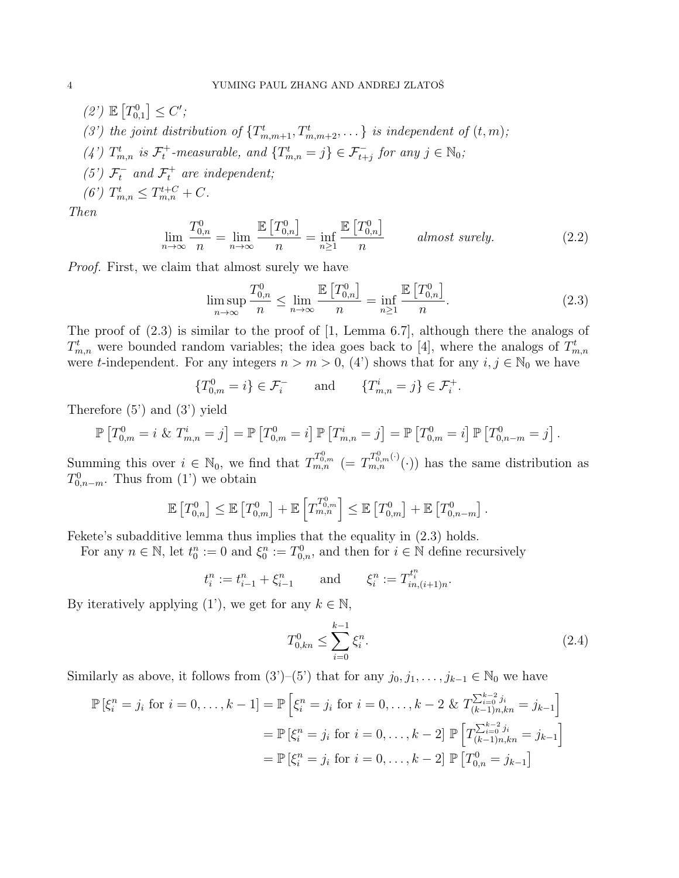(2') $\mathbb{E}\left[T^0_{0,1}\right] \le C'$;

(3') the joint distribution of $\{T^t_{m,m+1}, T^t_{m,m+2}, \dots\}$ is independent of $(t,m)$;

(4') $T^t_{m,n}$ is $\mathcal{F}^+_t$-measurable, and $\{T^t_{m,n} = j\} \in \mathcal{F}^-_{t+j}$ for any $j \in \mathbb{N}_0$;

(5') $\mathcal{F}^-_t$ and $\mathcal{F}^+_t$ are independent;

(6') $T^t_{m,n} \le T^{t+C}_{m,n} + C$.

*Then*

$$\lim_{n\to\infty} \frac{T^0_{0,n}}{n} = \lim_{n\to\infty} \frac{\mathbb{E}\left[T^0_{0,n}\right]}{n} = \inf_{n\ge 1} \frac{\mathbb{E}\left[T^0_{0,n}\right]}{n} \qquad \textit{almost surely.} \tag{2.2}$$

*Proof.* First, we claim that almost surely we have

$$\limsup_{n\to\infty} \frac{T^0_{0,n}}{n} \le \lim_{n\to\infty} \frac{\mathbb{E}\left[T^0_{0,n}\right]}{n} = \inf_{n\ge 1} \frac{\mathbb{E}\left[T^0_{0,n}\right]}{n}. \tag{2.3}$$

The proof of (2.3) is similar to the proof of [1, Lemma 6.7], although there the analogs of $T^t_{m,n}$ were bounded random variables; the idea goes back to [4], where the analogs of $T^t_{m,n}$ were $t$-independent. For any integers $n > m > 0$, (4') shows that for any $i, j \in \mathbb{N}_0$ we have

$$\{T^0_{0,m} = i\} \in \mathcal{F}^-_i \qquad \text{and} \qquad \{T^i_{m,n} = j\} \in \mathcal{F}^+_i.$$

Therefore (5') and (3') yield

$$\mathbb{P}\left[T^0_{0,m} = i \ \&\ T^i_{m,n} = j\right] = \mathbb{P}\left[T^0_{0,m} = i\right] \mathbb{P}\left[T^i_{m,n} = j\right] = \mathbb{P}\left[T^0_{0,m} = i\right] \mathbb{P}\left[T^0_{0,n-m} = j\right].$$

Summing this over $i \in \mathbb{N}_0$, we find that $T^{T^0_{0,m}}_{m,n}$ $(= T^{T^0_{0,m}(\cdot)}_{m,n}(\cdot))$ has the same distribution as $T^0_{0,n-m}$. Thus from (1') we obtain

$$\mathbb{E}\left[T^0_{0,n}\right] \le \mathbb{E}\left[T^0_{0,m}\right] + \mathbb{E}\left[T^{T^0_{0,m}}_{m,n}\right] \le \mathbb{E}\left[T^0_{0,m}\right] + \mathbb{E}\left[T^0_{0,n-m}\right].$$

Fekete's subadditive lemma thus implies that the equality in (2.3) holds.

For any $n \in \mathbb{N}$, let $t^n_0 := 0$ and $\xi^n_0 := T^0_{0,n}$, and then for $i \in \mathbb{N}$ define recursively

$$t^n_i := t^n_{i-1} + \xi^n_{i-1} \qquad \text{and} \qquad \xi^n_i := T^{t^n_i}_{in,(i+1)n}.$$

By iteratively applying (1'), we get for any $k \in \mathbb{N}$,

$$T^0_{0,kn} \le \sum_{i=0}^{k-1} \xi^n_i. \tag{2.4}$$

Similarly as above, it follows from (3')–(5') that for any $j_0, j_1, \dots, j_{k-1} \in \mathbb{N}_0$ we have

$$\begin{aligned}
\mathbb{P}\left[\xi^n_i = j_i \text{ for } i = 0, \dots, k-1\right] &= \mathbb{P}\left[\xi^n_i = j_i \text{ for } i = 0, \dots, k-2 \ \&\ T^{\sum_{i=0}^{k-2} j_i}_{(k-1)n,kn} = j_{k-1}\right] \\
&= \mathbb{P}\left[\xi^n_i = j_i \text{ for } i = 0, \dots, k-2\right] \mathbb{P}\left[T^{\sum_{i=0}^{k-2} j_i}_{(k-1)n,kn} = j_{k-1}\right] \\
&= \mathbb{P}\left[\xi^n_i = j_i \text{ for } i = 0, \dots, k-2\right] \mathbb{P}\left[T^0_{0,n} = j_{k-1}\right]
\end{aligned}$$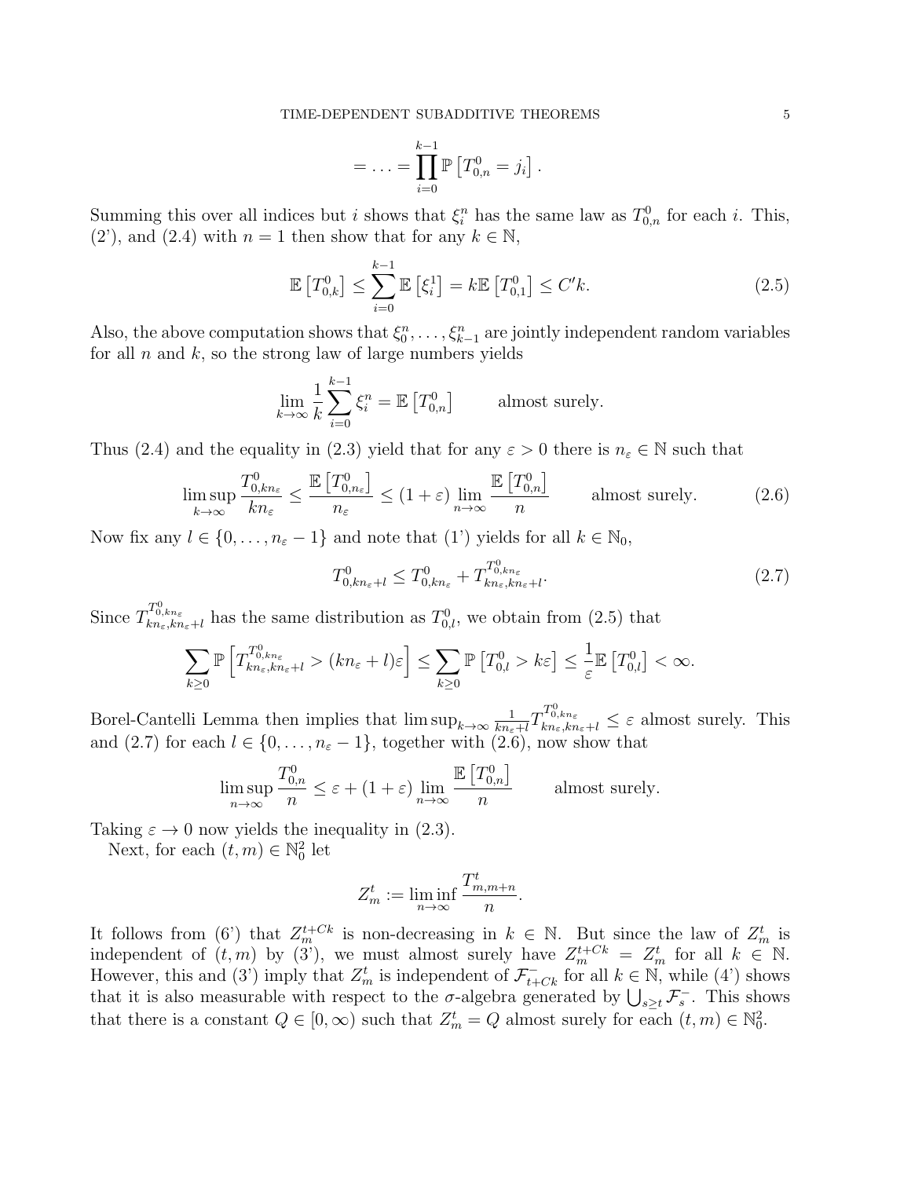$$= \ldots = \prod_{i=0}^{k-1} \mathbb{P}\left[T_{0,n}^0 = j_i\right].$$

Summing this over all indices but $i$ shows that $\xi_i^n$ has the same law as $T_{0,n}^0$ for each $i$. This, (2'), and (2.4) with $n = 1$ then show that for any $k \in \mathbb{N}$,

$$\mathbb{E}\left[T_{0,k}^0\right] \leq \sum_{i=0}^{k-1} \mathbb{E}\left[\xi_i^1\right] = k\mathbb{E}\left[T_{0,1}^0\right] \leq C'k. \tag{2.5}$$

Also, the above computation shows that $\xi_0^n, \ldots, \xi_{k-1}^n$ are jointly independent random variables for all $n$ and $k$, so the strong law of large numbers yields

$$\lim_{k\to\infty} \frac{1}{k} \sum_{i=0}^{k-1} \xi_i^n = \mathbb{E}\left[T_{0,n}^0\right] \qquad \text{almost surely.}$$

Thus (2.4) and the equality in (2.3) yield that for any $\varepsilon > 0$ there is $n_\varepsilon \in \mathbb{N}$ such that

$$\limsup_{k\to\infty} \frac{T_{0,kn_\varepsilon}^0}{kn_\varepsilon} \leq \frac{\mathbb{E}\left[T_{0,n_\varepsilon}^0\right]}{n_\varepsilon} \leq (1+\varepsilon) \lim_{n\to\infty} \frac{\mathbb{E}\left[T_{0,n}^0\right]}{n} \qquad \text{almost surely.} \tag{2.6}$$

Now fix any $l \in \{0, \ldots, n_\varepsilon - 1\}$ and note that (1') yields for all $k \in \mathbb{N}_0$,

$$T_{0,kn_\varepsilon+l}^0 \leq T_{0,kn_\varepsilon}^0 + T_{kn_\varepsilon,kn_\varepsilon+l}^{T_{0,kn_\varepsilon}^0}. \tag{2.7}$$

Since $T_{kn_\varepsilon,kn_\varepsilon+l}^{T_{0,kn_\varepsilon}^0}$ has the same distribution as $T_{0,l}^0$, we obtain from (2.5) that

$$\sum_{k\geq 0} \mathbb{P}\left[T_{kn_\varepsilon,kn_\varepsilon+l}^{T_{0,kn_\varepsilon}^0} > (kn_\varepsilon + l)\varepsilon\right] \leq \sum_{k\geq 0} \mathbb{P}\left[T_{0,l}^0 > k\varepsilon\right] \leq \frac{1}{\varepsilon}\mathbb{E}\left[T_{0,l}^0\right] < \infty.$$

Borel-Cantelli Lemma then implies that $\limsup_{k\to\infty} \frac{1}{kn_\varepsilon+l} T_{kn_\varepsilon,kn_\varepsilon+l}^{T_{0,kn_\varepsilon}^0} \leq \varepsilon$ almost surely. This and (2.7) for each $l \in \{0, \ldots, n_\varepsilon - 1\}$, together with (2.6), now show that

$$\limsup_{n\to\infty} \frac{T_{0,n}^0}{n} \leq \varepsilon + (1+\varepsilon) \lim_{n\to\infty} \frac{\mathbb{E}\left[T_{0,n}^0\right]}{n} \qquad \text{almost surely.}$$

Taking $\varepsilon \to 0$ now yields the inequality in (2.3).

Next, for each $(t, m) \in \mathbb{N}_0^2$ let

$$Z_m^t := \liminf_{n\to\infty} \frac{T_{m,m+n}^t}{n}.$$

It follows from (6') that $Z_m^{t+Ck}$ is non-decreasing in $k \in \mathbb{N}$. But since the law of $Z_m^t$ is independent of $(t, m)$ by (3'), we must almost surely have $Z_m^{t+Ck} = Z_m^t$ for all $k \in \mathbb{N}$. However, this and (3') imply that $Z_m^t$ is independent of $\mathcal{F}_{t+Ck}^-$ for all $k \in \mathbb{N}$, while (4') shows that it is also measurable with respect to the $\sigma$-algebra generated by $\bigcup_{s\geq t} \mathcal{F}_s^-$. This shows that there is a constant $Q \in [0, \infty)$ such that $Z_m^t = Q$ almost surely for each $(t, m) \in \mathbb{N}_0^2$.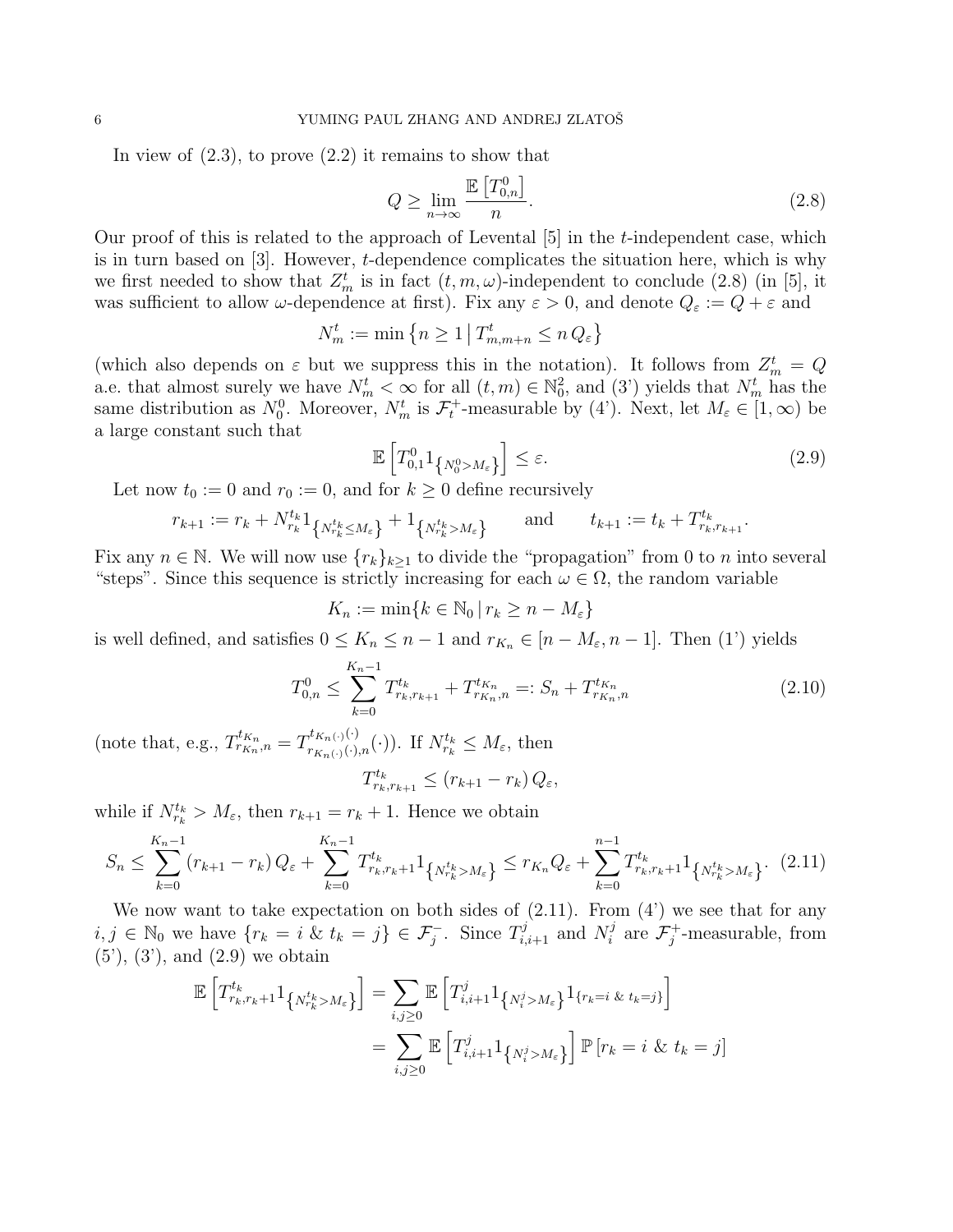In view of (2.3), to prove (2.2) it remains to show that

$$Q \geq \lim_{n\to\infty} \frac{\mathbb{E}\left[T^0_{0,n}\right]}{n}. \tag{2.8}$$

Our proof of this is related to the approach of Levental [5] in the $t$-independent case, which is in turn based on [3]. However, $t$-dependence complicates the situation here, which is why we first needed to show that $Z^t_m$ is in fact $(t, m, \omega)$-independent to conclude (2.8) (in [5], it was sufficient to allow $\omega$-dependence at first). Fix any $\varepsilon > 0$, and denote $Q_\varepsilon := Q + \varepsilon$ and

$$N^t_m := \min\left\{n \geq 1 \,\middle|\, T^t_{m,m+n} \leq n\, Q_\varepsilon\right\}$$

(which also depends on $\varepsilon$ but we suppress this in the notation). It follows from $Z^t_m = Q$ a.e. that almost surely we have $N^t_m < \infty$ for all $(t, m) \in \mathbb{N}^2_0$, and (3') yields that $N^t_m$ has the same distribution as $N^0_0$. Moreover, $N^t_m$ is $\mathcal{F}^+_t$-measurable by (4'). Next, let $M_\varepsilon \in [1, \infty)$ be a large constant such that

$$\mathbb{E}\left[T^0_{0,1} 1_{\left\{N^0_0 > M_\varepsilon\right\}}\right] \leq \varepsilon. \tag{2.9}$$

Let now $t_0 := 0$ and $r_0 := 0$, and for $k \geq 0$ define recursively

$$r_{k+1} := r_k + N^{t_k}_{r_k} 1_{\left\{N^{t_k}_{r_k} \leq M_\varepsilon\right\}} + 1_{\left\{N^{t_k}_{r_k} > M_\varepsilon\right\}} \qquad \text{and} \qquad t_{k+1} := t_k + T^{t_k}_{r_k, r_{k+1}}.$$

Fix any $n \in \mathbb{N}$. We will now use $\{r_k\}_{k\geq 1}$ to divide the "propagation" from 0 to $n$ into several "steps". Since this sequence is strictly increasing for each $\omega \in \Omega$, the random variable

$$K_n := \min\{k \in \mathbb{N}_0 \,|\, r_k \geq n - M_\varepsilon\}$$

is well defined, and satisfies $0 \leq K_n \leq n-1$ and $r_{K_n} \in [n - M_\varepsilon, n-1]$. Then (1') yields

$$T^0_{0,n} \leq \sum_{k=0}^{K_n - 1} T^{t_k}_{r_k, r_{k+1}} + T^{t_{K_n}}_{r_{K_n}, n} =: S_n + T^{t_{K_n}}_{r_{K_n}, n} \tag{2.10}$$

(note that, e.g., $T^{t_{K_n}}_{r_{K_n},n} = T^{t_{K_n(\cdot)}(\cdot)}_{r_{K_n(\cdot)}(\cdot),n}(\cdot)$). If $N^{t_k}_{r_k} \leq M_\varepsilon$, then

$$T^{t_k}_{r_k, r_{k+1}} \leq (r_{k+1} - r_k)\, Q_\varepsilon,$$

while if $N^{t_k}_{r_k} > M_\varepsilon$, then $r_{k+1} = r_k + 1$. Hence we obtain

$$S_n \leq \sum_{k=0}^{K_n-1} (r_{k+1} - r_k)\, Q_\varepsilon + \sum_{k=0}^{K_n-1} T^{t_k}_{r_k, r_k+1} 1_{\left\{N^{t_k}_{r_k} > M_\varepsilon\right\}} \leq r_{K_n} Q_\varepsilon + \sum_{k=0}^{n-1} T^{t_k}_{r_k, r_k+1} 1_{\left\{N^{t_k}_{r_k} > M_\varepsilon\right\}}. \tag{2.11}$$

We now want to take expectation on both sides of (2.11). From (4') we see that for any $i, j \in \mathbb{N}_0$ we have $\{r_k = i \;\&\; t_k = j\} \in \mathcal{F}^-_j$. Since $T^j_{i,i+1}$ and $N^j_i$ are $\mathcal{F}^+_j$-measurable, from (5'), (3'), and (2.9) we obtain

$$\begin{aligned}
\mathbb{E}\left[T^{t_k}_{r_k, r_k+1} 1_{\left\{N^{t_k}_{r_k} > M_\varepsilon\right\}}\right] &= \sum_{i,j\geq 0} \mathbb{E}\left[T^j_{i,i+1} 1_{\left\{N^j_i > M_\varepsilon\right\}} 1_{\{r_k = i \;\&\; t_k = j\}}\right] \\
&= \sum_{i,j\geq 0} \mathbb{E}\left[T^j_{i,i+1} 1_{\left\{N^j_i > M_\varepsilon\right\}}\right] \mathbb{P}\left[r_k = i \;\&\; t_k = j\right]
\end{aligned}$$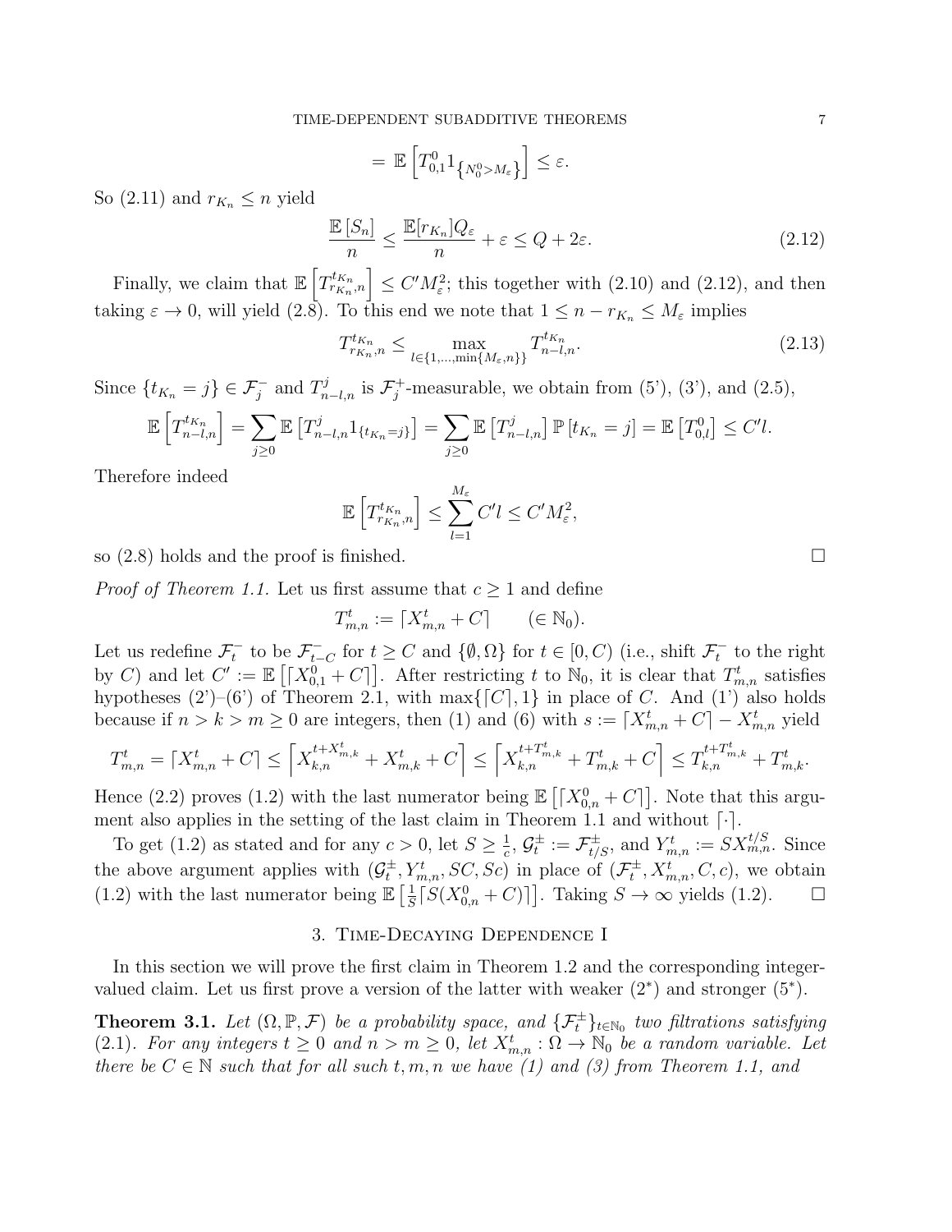$$= \mathbb{E}\left[T^0_{0,1} 1_{\left\{N^0_0 > M_\varepsilon\right\}}\right] \le \varepsilon.$$

So (2.11) and $r_{K_n} \le n$ yield

$$\frac{\mathbb{E}[S_n]}{n} \le \frac{\mathbb{E}[r_{K_n}] Q_\varepsilon}{n} + \varepsilon \le Q + 2\varepsilon. \tag{2.12}$$

Finally, we claim that $\mathbb{E}\left[T^{t_{K_n}}_{r_{K_n},n}\right] \le C' M_\varepsilon^2$; this together with (2.10) and (2.12), and then taking $\varepsilon \to 0$, will yield (2.8). To this end we note that $1 \le n - r_{K_n} \le M_\varepsilon$ implies

$$T^{t_{K_n}}_{r_{K_n},n} \le \max_{l \in \{1,\dots,\min\{M_\varepsilon, n\}\}} T^{t_{K_n}}_{n-l,n}. \tag{2.13}$$

Since $\{t_{K_n} = j\} \in \mathcal{F}^-_j$ and $T^j_{n-l,n}$ is $\mathcal{F}^+_j$-measurable, we obtain from (5'), (3'), and (2.5),

$$\mathbb{E}\left[T^{t_{K_n}}_{n-l,n}\right] = \sum_{j \ge 0} \mathbb{E}\left[T^j_{n-l,n} 1_{\{t_{K_n} = j\}}\right] = \sum_{j \ge 0} \mathbb{E}\left[T^j_{n-l,n}\right] \mathbb{P}\left[t_{K_n} = j\right] = \mathbb{E}\left[T^0_{0,l}\right] \le C' l.$$

Therefore indeed

$$\mathbb{E}\left[T^{t_{K_n}}_{r_{K_n},n}\right] \le \sum_{l=1}^{M_\varepsilon} C' l \le C' M_\varepsilon^2,$$

so (2.8) holds and the proof is finished. $\square$

*Proof of Theorem 1.1.* Let us first assume that $c \ge 1$ and define

$$T^t_{m,n} := \lceil X^t_{m,n} + C \rceil \qquad (\in \mathbb{N}_0).$$

Let us redefine $\mathcal{F}^-_t$ to be $\mathcal{F}^-_{t-C}$ for $t \ge C$ and $\{\emptyset, \Omega\}$ for $t \in [0, C)$ (i.e., shift $\mathcal{F}^-_t$ to the right by $C$) and let $C' := \mathbb{E}\left[\lceil X^0_{0,1} + C \rceil\right]$. After restricting $t$ to $\mathbb{N}_0$, it is clear that $T^t_{m,n}$ satisfies hypotheses (2')–(6') of Theorem 2.1, with $\max\{\lceil C \rceil, 1\}$ in place of $C$. And (1') also holds because if $n > k > m \ge 0$ are integers, then (1) and (6) with $s := \lceil X^t_{m,n} + C \rceil - X^t_{m,n}$ yield

$$T^t_{m,n} = \lceil X^t_{m,n} + C \rceil \le \left\lceil X^{t + X^t_{m,k}}_{k,n} + X^t_{m,k} + C \right\rceil \le \left\lceil X^{t + T^t_{m,k}}_{k,n} + T^t_{m,k} + C \right\rceil \le T^{t + T^t_{m,k}}_{k,n} + T^t_{m,k}.$$

Hence (2.2) proves (1.2) with the last numerator being $\mathbb{E}\left[\lceil X^0_{0,n} + C \rceil\right]$. Note that this argument also applies in the setting of the last claim in Theorem 1.1 and without $\lceil\cdot\rceil$.

To get (1.2) as stated and for any $c > 0$, let $S \ge \frac{1}{c}$, $\mathcal{G}^\pm_t := \mathcal{F}^\pm_{t/S}$, and $Y^t_{m,n} := S X^{t/S}_{m,n}$. Since the above argument applies with $(\mathcal{G}^\pm_t, Y^t_{m,n}, SC, Sc)$ in place of $(\mathcal{F}^\pm_t, X^t_{m,n}, C, c)$, we obtain (1.2) with the last numerator being $\mathbb{E}\left[\frac{1}{S}\lceil S(X^0_{0,n} + C) \rceil\right]$. Taking $S \to \infty$ yields (1.2). $\square$

## 3. Time-Decaying Dependence I

In this section we will prove the first claim in Theorem 1.2 and the corresponding integer-valued claim. Let us first prove a version of the latter with weaker (2*) and stronger (5*).

**Theorem 3.1.** *Let $(\Omega, \mathbb{P}, \mathcal{F})$ be a probability space, and $\{\mathcal{F}^\pm_t\}_{t \in \mathbb{N}_0}$ two filtrations satisfying (2.1). For any integers $t \ge 0$ and $n > m \ge 0$, let $X^t_{m,n} : \Omega \to \mathbb{N}_0$ be a random variable. Let there be $C \in \mathbb{N}$ such that for all such $t, m, n$ we have (1) and (3) from Theorem 1.1, and*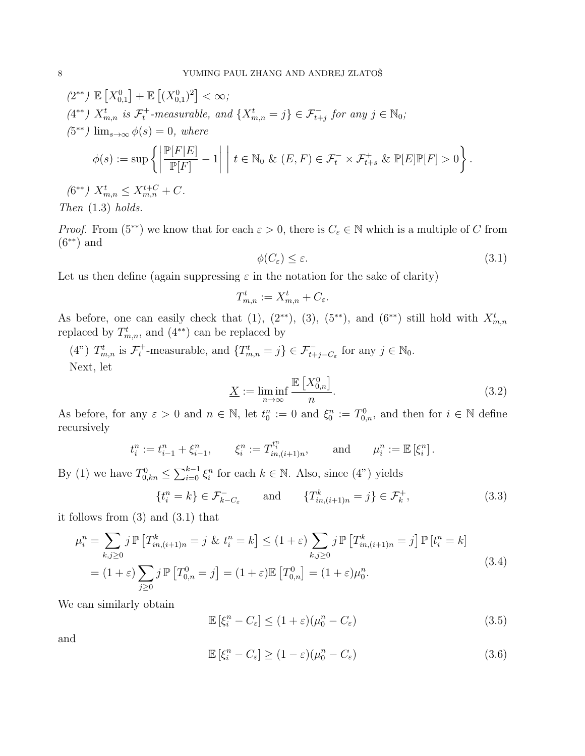*(2\*\*)* $\mathbb{E}\left[X_{0,1}^0\right] + \mathbb{E}\left[(X_{0,1}^0)^2\right] < \infty$;

*(4\*\*)* $X_{m,n}^t$ *is* $\mathcal{F}_t^+$*-measurable, and* $\{X_{m,n}^t = j\} \in \mathcal{F}_{t+j}^-$ *for any* $j \in \mathbb{N}_0$;

*(5\*\*)* $\lim_{s\to\infty} \phi(s) = 0$, *where*

$$\phi(s) := \sup\left\{ \left| \frac{\mathbb{P}[F|E]}{\mathbb{P}[F]} - 1 \right| \;\middle|\; t \in \mathbb{N}_0 \ \&\ (E, F) \in \mathcal{F}_t^- \times \mathcal{F}_{t+s}^+ \ \&\ \mathbb{P}[E]\mathbb{P}[F] > 0 \right\}.$$

*(6\*\*)* $X_{m,n}^t \le X_{m,n}^{t+C} + C$.

*Then* (1.3) *holds.*

*Proof.* From (5\*\*) we know that for each $\varepsilon > 0$, there is $C_\varepsilon \in \mathbb{N}$ which is a multiple of $C$ from (6\*\*) and

$$\phi(C_\varepsilon) \le \varepsilon. \tag{3.1}$$

Let us then define (again suppressing $\varepsilon$ in the notation for the sake of clarity)

$$T_{m,n}^t := X_{m,n}^t + C_\varepsilon.$$

As before, one can easily check that (1), (2\*\*), (3), (5\*\*), and (6\*\*) still hold with $X_{m,n}^t$ replaced by $T_{m,n}^t$, and (4\*\*) can be replaced by

(4") $T_{m,n}^t$ is $\mathcal{F}_t^+$-measurable, and $\{T_{m,n}^t = j\} \in \mathcal{F}_{t+j-C_\varepsilon}^-$ for any $j \in \mathbb{N}_0$.

Next, let

$$\underline{X} := \liminf_{n\to\infty} \frac{\mathbb{E}\left[X_{0,n}^0\right]}{n}. \tag{3.2}$$

As before, for any $\varepsilon > 0$ and $n \in \mathbb{N}$, let $t_0^n := 0$ and $\xi_0^n := T_{0,n}^0$, and then for $i \in \mathbb{N}$ define recursively

$$t_i^n := t_{i-1}^n + \xi_{i-1}^n, \qquad \xi_i^n := T_{in,(i+1)n}^{t_i^n}, \qquad \text{and} \qquad \mu_i^n := \mathbb{E}\left[\xi_i^n\right].$$

By (1) we have $T_{0,kn}^0 \le \sum_{i=0}^{k-1} \xi_i^n$ for each $k \in \mathbb{N}$. Also, since (4") yields

$$\{t_i^n = k\} \in \mathcal{F}_{k-C_\varepsilon}^- \qquad \text{and} \qquad \{T_{in,(i+1)n}^k = j\} \in \mathcal{F}_k^+, \tag{3.3}$$

it follows from (3) and (3.1) that

$$\begin{aligned}
\mu_i^n &= \sum_{k,j\ge 0} j\, \mathbb{P}\left[T_{in,(i+1)n}^k = j \ \&\ t_i^n = k\right] \le (1+\varepsilon) \sum_{k,j\ge 0} j\, \mathbb{P}\left[T_{in,(i+1)n}^k = j\right] \mathbb{P}\left[t_i^n = k\right] \\
&= (1+\varepsilon) \sum_{j\ge 0} j\, \mathbb{P}\left[T_{0,n}^0 = j\right] = (1+\varepsilon)\mathbb{E}\left[T_{0,n}^0\right] = (1+\varepsilon)\mu_0^n.
\end{aligned} \tag{3.4}$$

We can similarly obtain

$$\mathbb{E}\left[\xi_i^n - C_\varepsilon\right] \le (1+\varepsilon)(\mu_0^n - C_\varepsilon) \tag{3.5}$$

and

$$\mathbb{E}\left[\xi_i^n - C_\varepsilon\right] \ge (1-\varepsilon)(\mu_0^n - C_\varepsilon) \tag{3.6}$$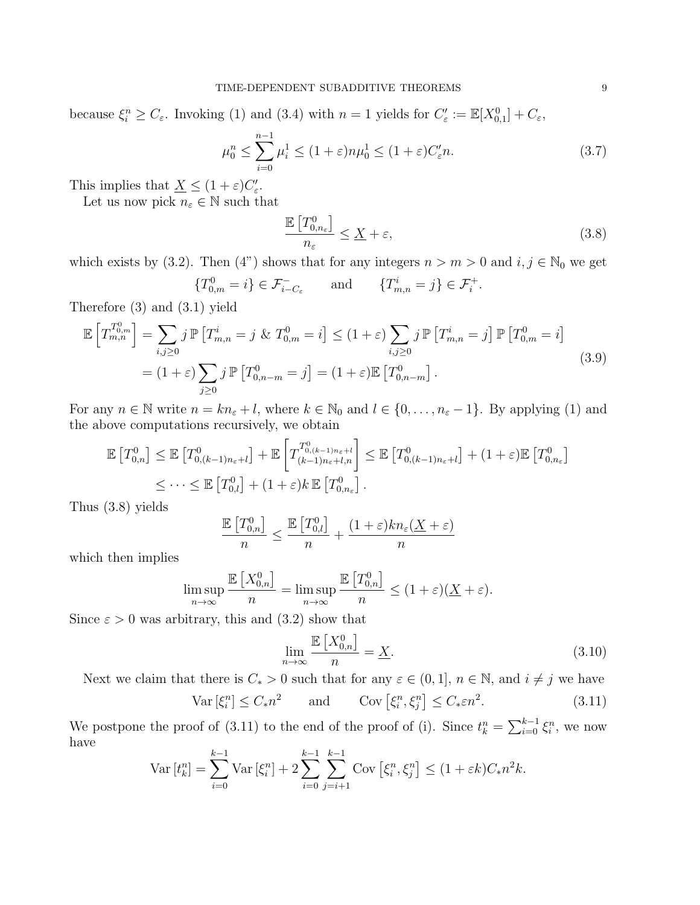because $\xi_i^n \geq C_\varepsilon$. Invoking (1) and (3.4) with $n=1$ yields for $C'_\varepsilon := \mathbb{E}[X^0_{0,1}] + C_\varepsilon$,

$$\mu_0^n \leq \sum_{i=0}^{n-1} \mu_i^1 \leq (1+\varepsilon) n \mu_0^1 \leq (1+\varepsilon) C'_\varepsilon n. \tag{3.7}$$

This implies that $\underline{X} \leq (1+\varepsilon)C'_\varepsilon$.

Let us now pick $n_\varepsilon \in \mathbb{N}$ such that

$$\frac{\mathbb{E}\left[T^0_{0,n_\varepsilon}\right]}{n_\varepsilon} \leq \underline{X} + \varepsilon, \tag{3.8}$$

which exists by (3.2). Then (4") shows that for any integers $n > m > 0$ and $i, j \in \mathbb{N}_0$ we get

$$\{T^0_{0,m} = i\} \in \mathcal{F}^-_{i - C_\varepsilon} \qquad \text{and} \qquad \{T^i_{m,n} = j\} \in \mathcal{F}^+_i.$$

Therefore (3) and (3.1) yield

$$\begin{aligned}
\mathbb{E}\left[T^{T^0_{0,m}}_{m,n}\right] &= \sum_{i,j\geq 0} j\, \mathbb{P}\left[T^i_{m,n} = j \ \&\ T^0_{0,m} = i\right] \leq (1+\varepsilon) \sum_{i,j \geq 0} j\, \mathbb{P}\left[T^i_{m,n} = j\right] \mathbb{P}\left[T^0_{0,m} = i\right] \\
&= (1+\varepsilon) \sum_{j\geq 0} j\, \mathbb{P}\left[T^0_{0,n-m} = j\right] = (1+\varepsilon)\mathbb{E}\left[T^0_{0,n-m}\right].
\end{aligned} \tag{3.9}$$

For any $n \in \mathbb{N}$ write $n = kn_\varepsilon + l$, where $k \in \mathbb{N}_0$ and $l \in \{0, \ldots, n_\varepsilon - 1\}$. By applying (1) and the above computations recursively, we obtain

$$\begin{aligned}
\mathbb{E}\left[T^0_{0,n}\right] &\leq \mathbb{E}\left[T^0_{0,(k-1)n_\varepsilon + l}\right] + \mathbb{E}\left[T^{T^0_{0,(k-1)n_\varepsilon+l}}_{(k-1)n_\varepsilon + l, n}\right] \leq \mathbb{E}\left[T^0_{0,(k-1)n_\varepsilon+l}\right] + (1+\varepsilon)\mathbb{E}\left[T^0_{0,n_\varepsilon}\right] \\
&\leq \cdots \leq \mathbb{E}\left[T^0_{0,l}\right] + (1+\varepsilon)k\, \mathbb{E}\left[T^0_{0,n_\varepsilon}\right].
\end{aligned}$$

Thus (3.8) yields

$$\frac{\mathbb{E}\left[T^0_{0,n}\right]}{n} \leq \frac{\mathbb{E}\left[T^0_{0,l}\right]}{n} + \frac{(1+\varepsilon)kn_\varepsilon(\underline{X} + \varepsilon)}{n}$$

which then implies

$$\limsup_{n\to\infty} \frac{\mathbb{E}\left[X^0_{0,n}\right]}{n} = \limsup_{n\to\infty} \frac{\mathbb{E}\left[T^0_{0,n}\right]}{n} \leq (1+\varepsilon)(\underline{X} + \varepsilon).$$

Since $\varepsilon > 0$ was arbitrary, this and (3.2) show that

$$\lim_{n\to\infty} \frac{\mathbb{E}\left[X^0_{0,n}\right]}{n} = \underline{X}. \tag{3.10}$$

Next we claim that there is $C_* > 0$ such that for any $\varepsilon \in (0,1]$, $n \in \mathbb{N}$, and $i \neq j$ we have

$$\operatorname{Var}\left[\xi^n_i\right] \leq C_* n^2 \qquad \text{and} \qquad \operatorname{Cov}\left[\xi^n_i, \xi^n_j\right] \leq C_*\varepsilon n^2. \tag{3.11}$$

We postpone the proof of (3.11) to the end of the proof of (i). Since $t^n_k = \sum_{i=0}^{k-1} \xi^n_i$, we now have

$$\operatorname{Var}\left[t^n_k\right] = \sum_{i=0}^{k-1} \operatorname{Var}\left[\xi^n_i\right] + 2\sum_{i=0}^{k-1}\sum_{j=i+1}^{k-1} \operatorname{Cov}\left[\xi^n_i, \xi^n_j\right] \leq (1+\varepsilon k)C_* n^2 k.$$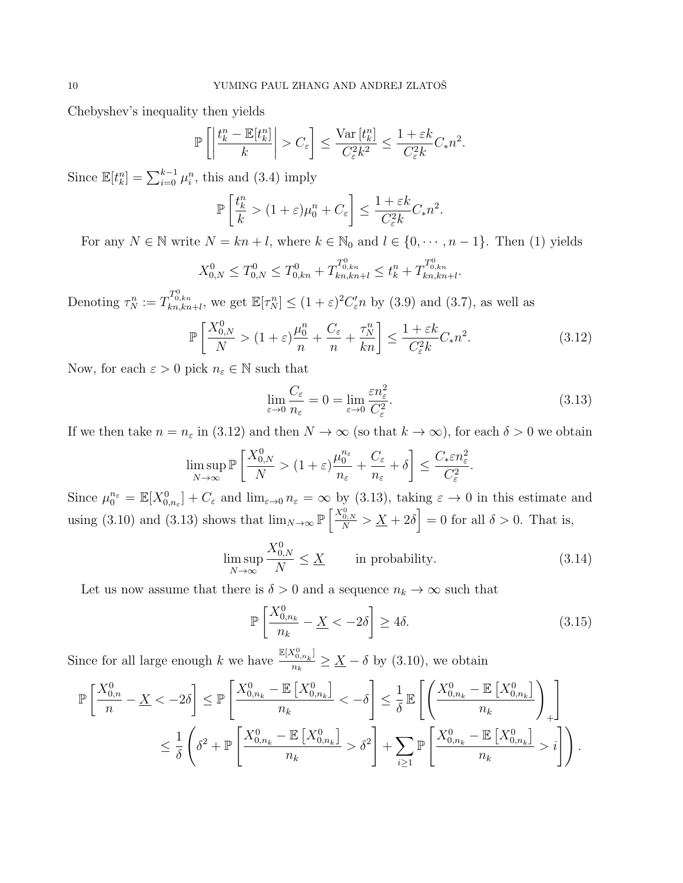Chebyshev's inequality then yields

$$\mathbb{P}\left[\left|\frac{t_k^n - \mathbb{E}[t_k^n]}{k}\right| > C_\varepsilon\right] \le \frac{\operatorname{Var}[t_k^n]}{C_\varepsilon^2 k^2} \le \frac{1+\varepsilon k}{C_\varepsilon^2 k} C_* n^2.$$

Since $\mathbb{E}[t_k^n] = \sum_{i=0}^{k-1} \mu_i^n$, this and (3.4) imply

$$\mathbb{P}\left[\frac{t_k^n}{k} > (1+\varepsilon)\mu_0^n + C_\varepsilon\right] \le \frac{1+\varepsilon k}{C_\varepsilon^2 k} C_* n^2.$$

For any $N \in \mathbb{N}$ write $N = kn + l$, where $k \in \mathbb{N}_0$ and $l \in \{0, \cdots, n-1\}$. Then (1) yields

$$X_{0,N}^0 \le T_{0,N}^0 \le T_{0,kn}^0 + T_{kn,kn+l}^{T_{0,kn}^0} \le t_k^n + T_{kn,kn+l}^{T_{0,kn}^0}.$$

Denoting $\tau_N^n := T_{kn,kn+l}^{T_{0,kn}^0}$, we get $\mathbb{E}[\tau_N^n] \le (1+\varepsilon)^2 C'_\varepsilon n$ by (3.9) and (3.7), as well as

$$\mathbb{P}\left[\frac{X_{0,N}^0}{N} > (1+\varepsilon)\frac{\mu_0^n}{n} + \frac{C_\varepsilon}{n} + \frac{\tau_N^n}{kn}\right] \le \frac{1+\varepsilon k}{C_\varepsilon^2 k} C_* n^2. \tag{3.12}$$

Now, for each $\varepsilon > 0$ pick $n_\varepsilon \in \mathbb{N}$ such that

$$\lim_{\varepsilon \to 0} \frac{C_\varepsilon}{n_\varepsilon} = 0 = \lim_{\varepsilon \to 0} \frac{\varepsilon n_\varepsilon^2}{C_\varepsilon^2}. \tag{3.13}$$

If we then take $n = n_\varepsilon$ in (3.12) and then $N \to \infty$ (so that $k \to \infty$), for each $\delta > 0$ we obtain

$$\limsup_{N \to \infty} \mathbb{P}\left[\frac{X_{0,N}^0}{N} > (1+\varepsilon)\frac{\mu_0^{n_\varepsilon}}{n_\varepsilon} + \frac{C_\varepsilon}{n_\varepsilon} + \delta\right] \le \frac{C_* \varepsilon n_\varepsilon^2}{C_\varepsilon^2}.$$

Since $\mu_0^{n_\varepsilon} = \mathbb{E}[X_{0,n_\varepsilon}^0] + C_\varepsilon$ and $\lim_{\varepsilon \to 0} n_\varepsilon = \infty$ by (3.13), taking $\varepsilon \to 0$ in this estimate and using (3.10) and (3.13) shows that $\lim_{N \to \infty} \mathbb{P}\left[\frac{X_{0,N}^0}{N} > \underline{X} + 2\delta\right] = 0$ for all $\delta > 0$. That is,

$$\limsup_{N \to \infty} \frac{X_{0,N}^0}{N} \le \underline{X} \qquad \text{in probability.} \tag{3.14}$$

Let us now assume that there is $\delta > 0$ and a sequence $n_k \to \infty$ such that

$$\mathbb{P}\left[\frac{X_{0,n_k}^0}{n_k} - \underline{X} < -2\delta\right] \ge 4\delta. \tag{3.15}$$

Since for all large enough $k$ we have $\frac{\mathbb{E}[X_{0,n_k}^0]}{n_k} \ge \underline{X} - \delta$ by (3.10), we obtain

$$\begin{aligned}
\mathbb{P}\left[\frac{X_{0,n}^0}{n} - \underline{X} < -2\delta\right] &\le \mathbb{P}\left[\frac{X_{0,n_k}^0 - \mathbb{E}\left[X_{0,n_k}^0\right]}{n_k} < -\delta\right] \le \frac{1}{\delta}\mathbb{E}\left[\left(\frac{X_{0,n_k}^0 - \mathbb{E}\left[X_{0,n_k}^0\right]}{n_k}\right)_+\right] \\
&\le \frac{1}{\delta}\left(\delta^2 + \mathbb{P}\left[\frac{X_{0,n_k}^0 - \mathbb{E}\left[X_{0,n_k}^0\right]}{n_k} > \delta^2\right] + \sum_{i \ge 1} \mathbb{P}\left[\frac{X_{0,n_k}^0 - \mathbb{E}\left[X_{0,n_k}^0\right]}{n_k} > i\right]\right).
\end{aligned}$$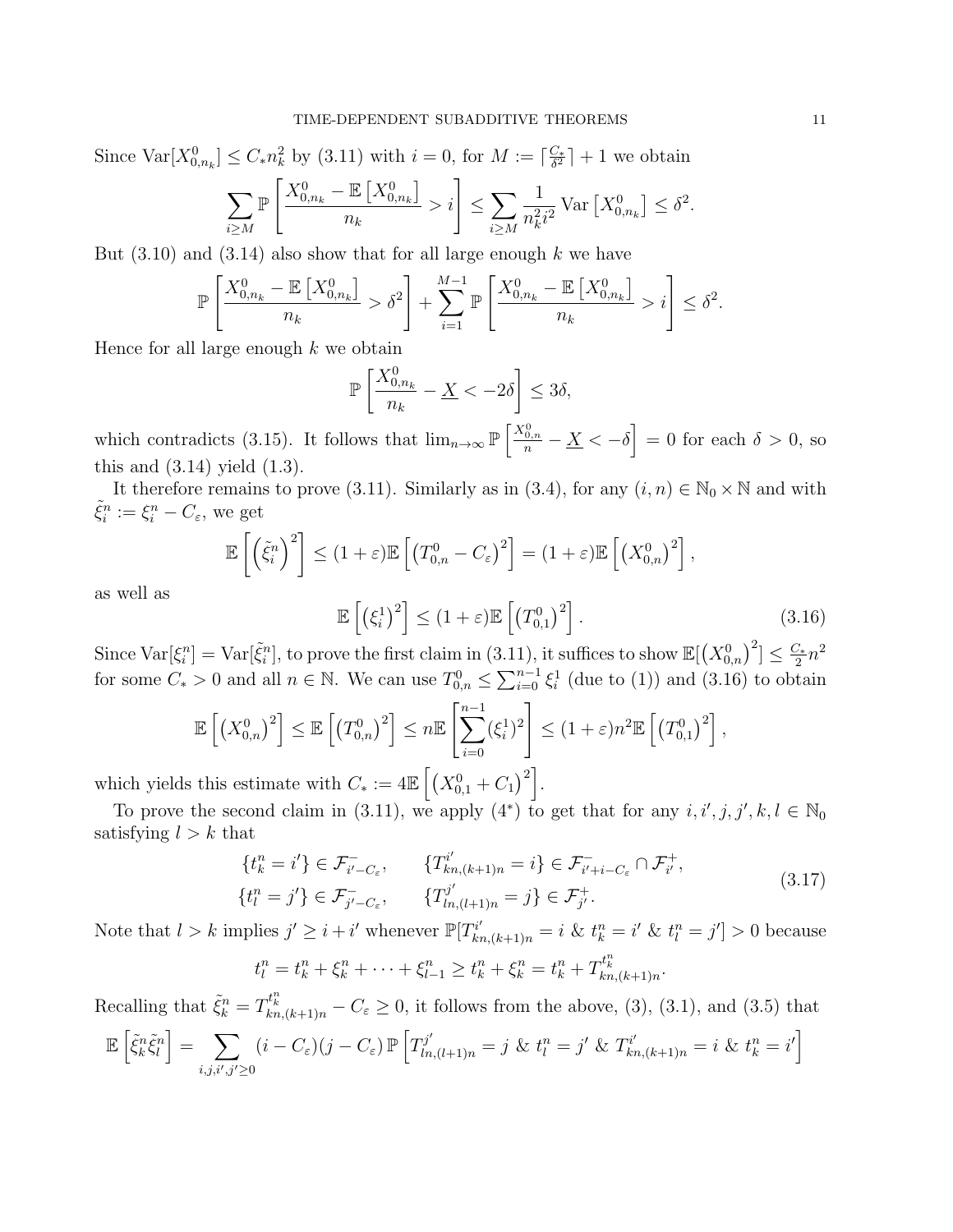Since $\mathrm{Var}[X^0_{0,n_k}] \le C_* n_k^2$ by (3.11) with $i=0$, for $M := \lceil \frac{C_*}{\delta^2} \rceil + 1$ we obtain

$$\sum_{i \ge M} \mathbb{P}\left[ \frac{X^0_{0,n_k} - \mathbb{E}\left[X^0_{0,n_k}\right]}{n_k} > i \right] \le \sum_{i\ge M} \frac{1}{n_k^2 i^2} \mathrm{Var}\left[X^0_{0,n_k}\right] \le \delta^2.$$

But (3.10) and (3.14) also show that for all large enough $k$ we have

$$\mathbb{P}\left[ \frac{X^0_{0,n_k} - \mathbb{E}\left[X^0_{0,n_k}\right]}{n_k} > \delta^2 \right] + \sum_{i=1}^{M-1} \mathbb{P}\left[ \frac{X^0_{0,n_k} - \mathbb{E}\left[X^0_{0,n_k}\right]}{n_k} > i \right] \le \delta^2.$$

Hence for all large enough $k$ we obtain

$$\mathbb{P}\left[ \frac{X^0_{0,n_k}}{n_k} - \underline{X} < -2\delta \right] \le 3\delta,$$

which contradicts (3.15). It follows that $\lim_{n\to\infty} \mathbb{P}\left[ \frac{X^0_{0,n}}{n} - \underline{X} < -\delta \right] = 0$ for each $\delta > 0$, so this and (3.14) yield (1.3).

It therefore remains to prove (3.11). Similarly as in (3.4), for any $(i,n) \in \mathbb{N}_0 \times \mathbb{N}$ and with $\tilde{\xi}^n_i := \xi^n_i - C_\varepsilon$, we get

$$\mathbb{E}\left[ \left(\tilde{\xi}^n_i\right)^2 \right] \le (1+\varepsilon)\mathbb{E}\left[ \left(T^0_{0,n} - C_\varepsilon\right)^2 \right] = (1+\varepsilon)\mathbb{E}\left[ \left(X^0_{0,n}\right)^2 \right],$$

as well as

$$\mathbb{E}\left[ \left(\xi^1_i\right)^2 \right] \le (1+\varepsilon)\mathbb{E}\left[ \left(T^0_{0,1}\right)^2 \right]. \tag{3.16}$$

Since $\mathrm{Var}[\xi^n_i] = \mathrm{Var}[\tilde{\xi}^n_i]$, to prove the first claim in (3.11), it suffices to show $\mathbb{E}[\left(X^0_{0,n}\right)^2] \le \frac{C_*}{2} n^2$ for some $C_* > 0$ and all $n \in \mathbb{N}$. We can use $T^0_{0,n} \le \sum_{i=0}^{n-1} \xi^1_i$ (due to (1)) and (3.16) to obtain

$$\mathbb{E}\left[ \left(X^0_{0,n}\right)^2 \right] \le \mathbb{E}\left[ \left(T^0_{0,n}\right)^2 \right] \le n \mathbb{E}\left[ \sum_{i=0}^{n-1} (\xi^1_i)^2 \right] \le (1+\varepsilon) n^2 \mathbb{E}\left[ \left(T^0_{0,1}\right)^2 \right],$$

which yields this estimate with $C_* := 4\mathbb{E}\left[ \left(X^0_{0,1} + C_1\right)^2 \right]$.

To prove the second claim in (3.11), we apply (4*) to get that for any $i, i', j, j', k, l \in \mathbb{N}_0$ satisfying $l > k$ that

$$\begin{aligned} &\{t^n_k = i'\} \in \mathcal{F}^-_{i'-C_\varepsilon}, \qquad \{T^{i'}_{kn,(k+1)n} = i\} \in \mathcal{F}^-_{i'+i-C_\varepsilon} \cap \mathcal{F}^+_{i'}, \\ &\{t^n_l = j'\} \in \mathcal{F}^-_{j'-C_\varepsilon}, \qquad \{T^{j'}_{ln,(l+1)n} = j\} \in \mathcal{F}^+_{j'}. \end{aligned} \tag{3.17}$$

Note that $l > k$ implies $j' \ge i + i'$ whenever $\mathbb{P}[T^{i'}_{kn,(k+1)n} = i \ \&\ t^n_k = i' \ \&\ t^n_l = j'] > 0$ because

$$t^n_l = t^n_k + \xi^n_k + \cdots + \xi^n_{l-1} \ge t^n_k + \xi^n_k = t^n_k + T^{t^n_k}_{kn,(k+1)n}.$$

Recalling that $\tilde{\xi}^n_k = T^{t^n_k}_{kn,(k+1)n} - C_\varepsilon \ge 0$, it follows from the above, (3), (3.1), and (3.5) that

$$\mathbb{E}\left[ \tilde{\xi}^n_k \tilde{\xi}^n_l \right] = \sum_{i,j,i',j' \ge 0} (i - C_\varepsilon)(j - C_\varepsilon)\, \mathbb{P}\left[ T^{j'}_{ln,(l+1)n} = j \ \&\ t^n_l = j' \ \&\ T^{i'}_{kn,(k+1)n} = i \ \&\ t^n_k = i' \right]$$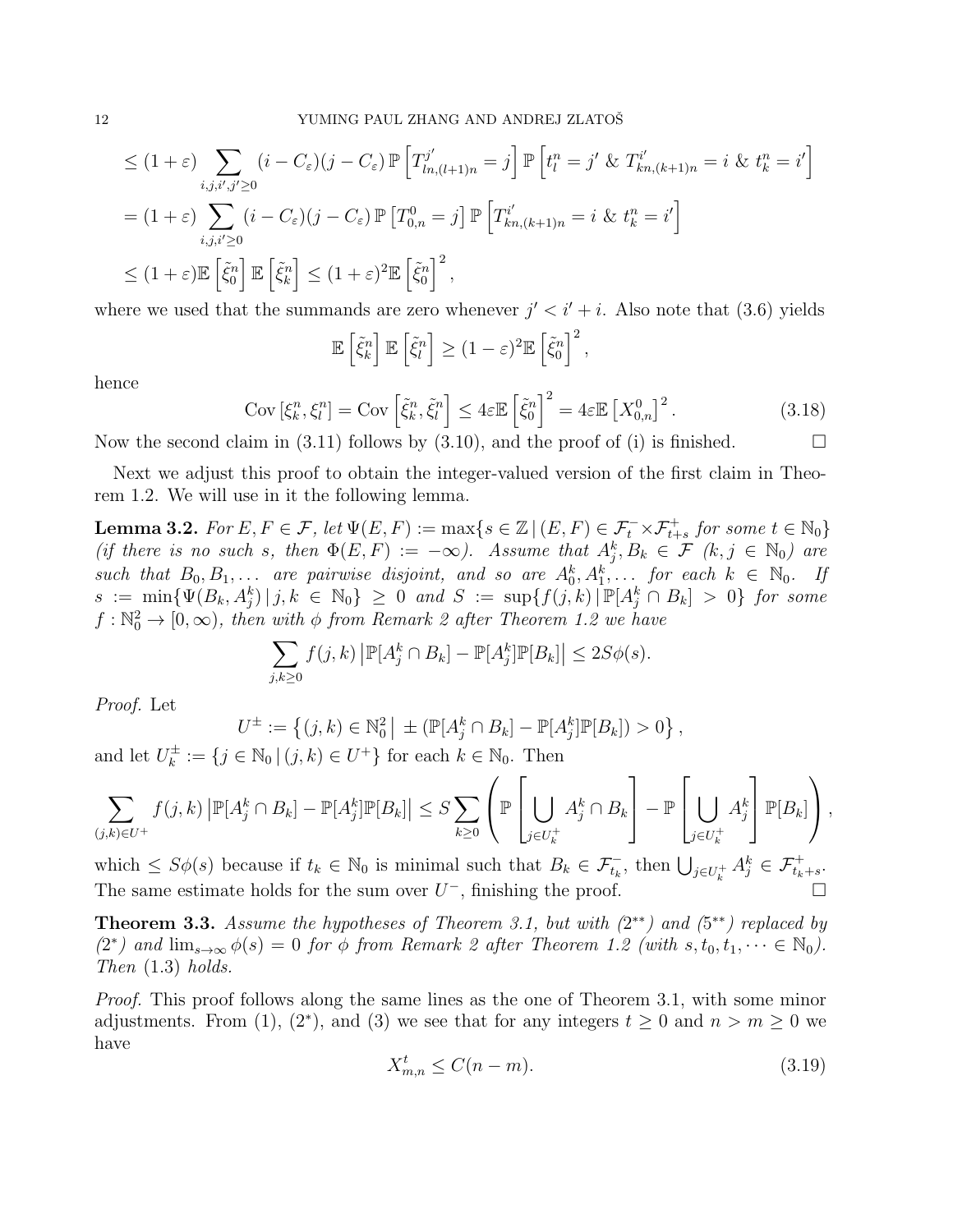$$
\begin{aligned}
&\leq (1+\varepsilon) \sum_{i,j,i',j' \geq 0} (i - C_\varepsilon)(j - C_\varepsilon)\, \mathbb{P}\left[T^{j'}_{ln,(l+1)n} = j\right] \mathbb{P}\left[t^n_l = j' \ \&\ T^{i'}_{kn,(k+1)n} = i \ \&\ t^n_k = i'\right] \\
&= (1+\varepsilon) \sum_{i,j,i' \geq 0} (i - C_\varepsilon)(j - C_\varepsilon)\, \mathbb{P}\left[T^0_{0,n} = j\right] \mathbb{P}\left[T^{i'}_{kn,(k+1)n} = i \ \&\ t^n_k = i'\right] \\
&\leq (1+\varepsilon) \mathbb{E}\left[\tilde{\xi}^n_0\right] \mathbb{E}\left[\tilde{\xi}^n_k\right] \leq (1+\varepsilon)^2 \mathbb{E}\left[\tilde{\xi}^n_0\right]^2,
\end{aligned}
$$

where we used that the summands are zero whenever $j' < i' + i$. Also note that (3.6) yields

$$
\mathbb{E}\left[\tilde{\xi}^n_k\right] \mathbb{E}\left[\tilde{\xi}^n_l\right] \geq (1-\varepsilon)^2 \mathbb{E}\left[\tilde{\xi}^n_0\right]^2,
$$

hence

$$
\operatorname{Cov}\left[\xi^n_k, \xi^n_l\right] = \operatorname{Cov}\left[\tilde{\xi}^n_k, \tilde{\xi}^n_l\right] \leq 4\varepsilon \mathbb{E}\left[\tilde{\xi}^n_0\right]^2 = 4\varepsilon \mathbb{E}\left[X^0_{0,n}\right]^2. \tag{3.18}
$$

Now the second claim in (3.11) follows by (3.10), and the proof of (i) is finished. $\square$

Next we adjust this proof to obtain the integer-valued version of the first claim in Theorem 1.2. We will use in it the following lemma.

**Lemma 3.2.** *For $E, F \in \mathcal{F}$, let $\Psi(E,F) := \max\{s \in \mathbb{Z} \,|\, (E,F) \in \mathcal{F}^-_t \times \mathcal{F}^+_{t+s}$ for some $t \in \mathbb{N}_0\}$ (if there is no such $s$, then $\Phi(E,F) := -\infty$). Assume that $A^k_j, B_k \in \mathcal{F}$ ($k, j \in \mathbb{N}_0$) are such that $B_0, B_1, \dots$ are pairwise disjoint, and so are $A^k_0, A^k_1, \dots$ for each $k \in \mathbb{N}_0$. If $s := \min\{\Psi(B_k, A^k_j) \,|\, j,k \in \mathbb{N}_0\} \geq 0$ and $S := \sup\{f(j,k) \,|\, \mathbb{P}[A^k_j \cap B_k] > 0\}$ for some $f : \mathbb{N}_0^2 \to [0,\infty)$, then with $\phi$ from Remark 2 after Theorem 1.2 we have*

$$
\sum_{j,k \geq 0} f(j,k) \left|\mathbb{P}[A^k_j \cap B_k] - \mathbb{P}[A^k_j]\mathbb{P}[B_k]\right| \leq 2S\phi(s).
$$

*Proof.* Let

$$
U^{\pm} := \left\{(j,k) \in \mathbb{N}_0^2 \,\middle|\, \pm\left(\mathbb{P}[A^k_j \cap B_k] - \mathbb{P}[A^k_j]\mathbb{P}[B_k]\right) > 0\right\},
$$

and let $U^{\pm}_k := \{j \in \mathbb{N}_0 \,|\, (j,k) \in U^+\}$ for each $k \in \mathbb{N}_0$. Then

$$
\sum_{(j,k) \in U^+} f(j,k) \left|\mathbb{P}[A^k_j \cap B_k] - \mathbb{P}[A^k_j]\mathbb{P}[B_k]\right| \leq S \sum_{k \geq 0} \left( \mathbb{P}\left[\bigcup_{j \in U^+_k} A^k_j \cap B_k\right] - \mathbb{P}\left[\bigcup_{j \in U^+_k} A^k_j\right] \mathbb{P}[B_k] \right),
$$

which $\leq S\phi(s)$ because if $t_k \in \mathbb{N}_0$ is minimal such that $B_k \in \mathcal{F}^-_{t_k}$, then $\bigcup_{j \in U^+_k} A^k_j \in \mathcal{F}^+_{t_k+s}$. The same estimate holds for the sum over $U^-$, finishing the proof. $\square$

**Theorem 3.3.** *Assume the hypotheses of Theorem 3.1, but with ($2^{**}$) and ($5^{**}$) replaced by ($2^*$) and $\lim_{s\to\infty} \phi(s) = 0$ for $\phi$ from Remark 2 after Theorem 1.2 (with $s, t_0, t_1, \dots \in \mathbb{N}_0$). Then (1.3) holds.*

*Proof.* This proof follows along the same lines as the one of Theorem 3.1, with some minor adjustments. From (1), ($2^*$), and (3) we see that for any integers $t \geq 0$ and $n > m \geq 0$ we have

$$
X^t_{m,n} \leq C(n-m). \tag{3.19}
$$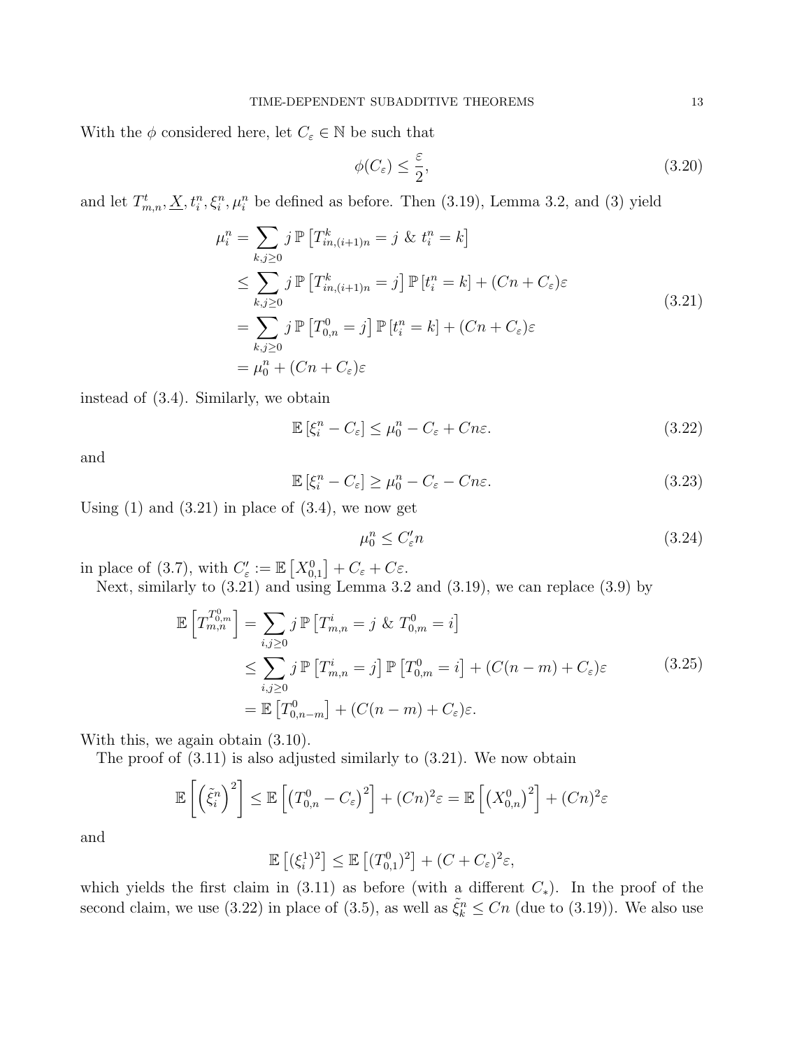With the $\phi$ considered here, let $C_\varepsilon \in \mathbb{N}$ be such that

$$\phi(C_\varepsilon) \leq \frac{\varepsilon}{2}, \tag{3.20}$$

and let $T^t_{m,n}, \underline{X}, t^n_i, \xi^n_i, \mu^n_i$ be defined as before. Then (3.19), Lemma 3.2, and (3) yield

$$\begin{aligned}
\mu^n_i &= \sum_{k,j\geq 0} j\,\mathbb{P}\left[T^k_{in,(i+1)n} = j \;\&\; t^n_i = k\right] \\
&\leq \sum_{k,j\geq 0} j\,\mathbb{P}\left[T^k_{in,(i+1)n} = j\right]\mathbb{P}\left[t^n_i = k\right] + (Cn + C_\varepsilon)\varepsilon \\
&= \sum_{k,j\geq 0} j\,\mathbb{P}\left[T^0_{0,n} = j\right]\mathbb{P}\left[t^n_i = k\right] + (Cn + C_\varepsilon)\varepsilon \\
&= \mu^n_0 + (Cn + C_\varepsilon)\varepsilon
\end{aligned} \tag{3.21}$$

instead of (3.4). Similarly, we obtain

$$\mathbb{E}\left[\xi^n_i - C_\varepsilon\right] \leq \mu^n_0 - C_\varepsilon + Cn\varepsilon. \tag{3.22}$$

and

$$\mathbb{E}\left[\xi^n_i - C_\varepsilon\right] \geq \mu^n_0 - C_\varepsilon - Cn\varepsilon. \tag{3.23}$$

Using (1) and (3.21) in place of (3.4), we now get

$$\mu^n_0 \leq C'_\varepsilon n \tag{3.24}$$

in place of (3.7), with $C'_\varepsilon := \mathbb{E}\left[X^0_{0,1}\right] + C_\varepsilon + C\varepsilon$.

Next, similarly to (3.21) and using Lemma 3.2 and (3.19), we can replace (3.9) by

$$\begin{aligned}
\mathbb{E}\left[T^{T^0_{0,m}}_{m,n}\right] &= \sum_{i,j\geq 0} j\,\mathbb{P}\left[T^i_{m,n} = j \;\&\; T^0_{0,m} = i\right] \\
&\leq \sum_{i,j\geq 0} j\,\mathbb{P}\left[T^i_{m,n} = j\right]\mathbb{P}\left[T^0_{0,m} = i\right] + (C(n-m) + C_\varepsilon)\varepsilon \\
&= \mathbb{E}\left[T^0_{0,n-m}\right] + (C(n-m) + C_\varepsilon)\varepsilon.
\end{aligned} \tag{3.25}$$

With this, we again obtain (3.10).

The proof of (3.11) is also adjusted similarly to (3.21). We now obtain

$$\mathbb{E}\left[\left(\tilde{\xi}^n_i\right)^2\right] \leq \mathbb{E}\left[\left(T^0_{0,n} - C_\varepsilon\right)^2\right] + (Cn)^2\varepsilon = \mathbb{E}\left[\left(X^0_{0,n}\right)^2\right] + (Cn)^2\varepsilon$$

and

$$\mathbb{E}\left[(\xi^1_i)^2\right] \leq \mathbb{E}\left[(T^0_{0,1})^2\right] + (C + C_\varepsilon)^2\varepsilon,$$

which yields the first claim in (3.11) as before (with a different $C_*$). In the proof of the second claim, we use (3.22) in place of (3.5), as well as $\tilde{\xi}^n_k \leq Cn$ (due to (3.19)). We also use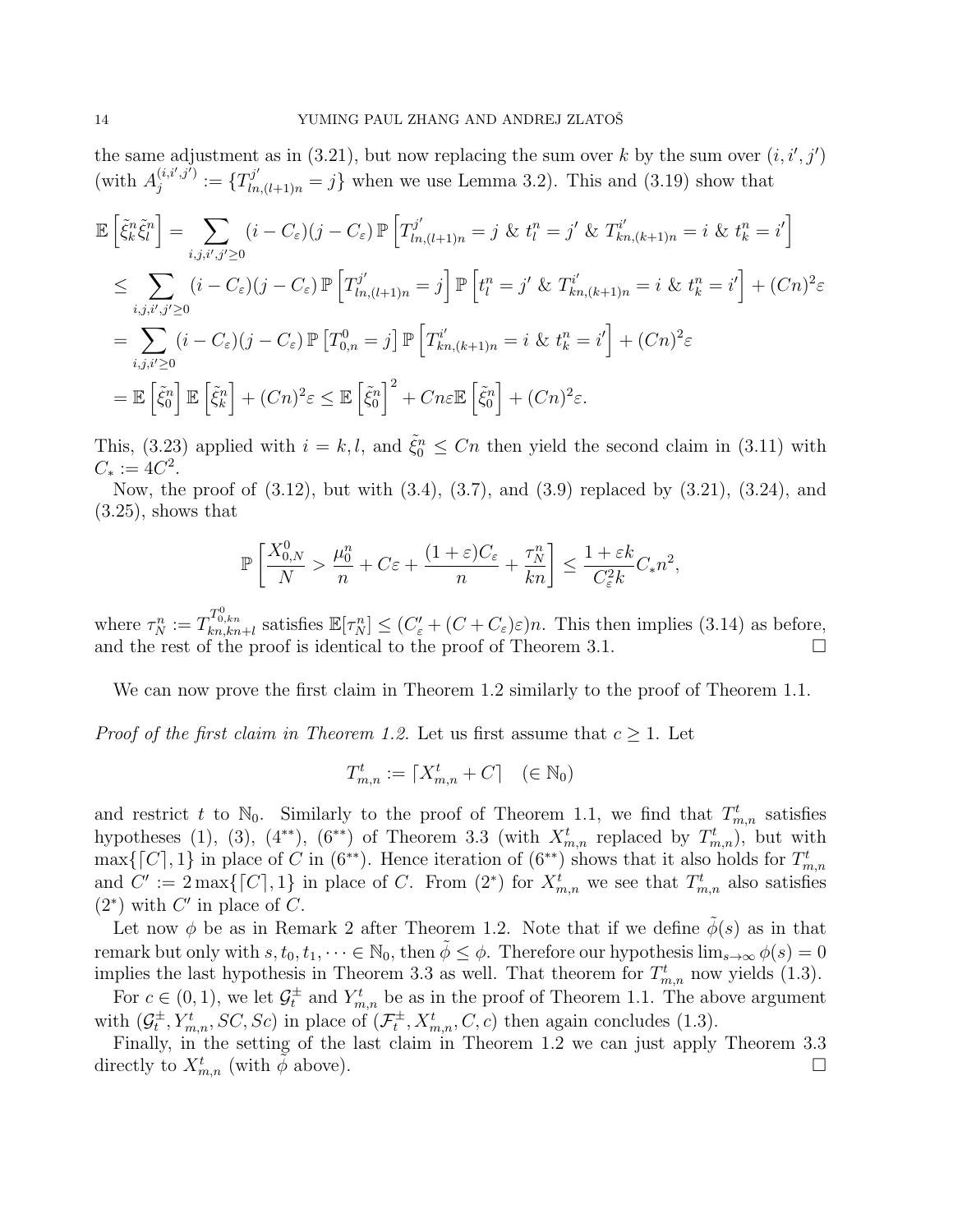the same adjustment as in (3.21), but now replacing the sum over $k$ by the sum over $(i, i', j')$ (with $A_j^{(i,i',j')} := \{T^{j'}_{ln,(l+1)n} = j\}$ when we use Lemma 3.2). This and (3.19) show that

$$
\begin{aligned}
\mathbb{E}\left[\tilde{\xi}_k^n \tilde{\xi}_l^n\right] &= \sum_{i,j,i',j' \geq 0} (i - C_\varepsilon)(j - C_\varepsilon)\, \mathbb{P}\left[T^{j'}_{ln,(l+1)n} = j \ \&\ t_l^n = j' \ \&\ T^{i'}_{kn,(k+1)n} = i \ \&\ t_k^n = i'\right] \\
&\leq \sum_{i,j,i',j' \geq 0} (i - C_\varepsilon)(j - C_\varepsilon)\, \mathbb{P}\left[T^{j'}_{ln,(l+1)n} = j\right] \mathbb{P}\left[t_l^n = j' \ \&\ T^{i'}_{kn,(k+1)n} = i \ \&\ t_k^n = i'\right] + (Cn)^2\varepsilon \\
&= \sum_{i,j,i' \geq 0} (i - C_\varepsilon)(j - C_\varepsilon)\, \mathbb{P}\left[T^0_{0,n} = j\right] \mathbb{P}\left[T^{i'}_{kn,(k+1)n} = i \ \&\ t_k^n = i'\right] + (Cn)^2\varepsilon \\
&= \mathbb{E}\left[\tilde{\xi}_0^n\right] \mathbb{E}\left[\tilde{\xi}_k^n\right] + (Cn)^2\varepsilon \leq \mathbb{E}\left[\tilde{\xi}_0^n\right]^2 + Cn\varepsilon \mathbb{E}\left[\tilde{\xi}_0^n\right] + (Cn)^2\varepsilon.
\end{aligned}
$$

This, (3.23) applied with $i = k, l$, and $\tilde{\xi}_0^n \leq Cn$ then yield the second claim in (3.11) with $C_* := 4C^2$.

Now, the proof of (3.12), but with (3.4), (3.7), and (3.9) replaced by (3.21), (3.24), and (3.25), shows that

$$
\mathbb{P}\left[\frac{X^0_{0,N}}{N} > \frac{\mu_0^n}{n} + C\varepsilon + \frac{(1+\varepsilon)C_\varepsilon}{n} + \frac{\tau_N^n}{kn}\right] \leq \frac{1 + \varepsilon k}{C_\varepsilon^2 k} C_* n^2,
$$

where $\tau_N^n := T^{T^0_{0,kn}}_{kn,kn+l}$ satisfies $\mathbb{E}[\tau_N^n] \leq (C'_\varepsilon + (C + C_\varepsilon)\varepsilon)n$. This then implies (3.14) as before, and the rest of the proof is identical to the proof of Theorem 3.1. $\square$

We can now prove the first claim in Theorem 1.2 similarly to the proof of Theorem 1.1.

*Proof of the first claim in Theorem 1.2.* Let us first assume that $c \geq 1$. Let

$$
T^t_{m,n} := \lceil X^t_{m,n} + C \rceil \quad (\in \mathbb{N}_0)
$$

and restrict $t$ to $\mathbb{N}_0$. Similarly to the proof of Theorem 1.1, we find that $T^t_{m,n}$ satisfies hypotheses (1), (3), (4$^{**}$), (6$^{**}$) of Theorem 3.3 (with $X^t_{m,n}$ replaced by $T^t_{m,n}$), but with $\max\{\lceil C \rceil, 1\}$ in place of $C$ in (6$^{**}$). Hence iteration of (6$^{**}$) shows that it also holds for $T^t_{m,n}$ and $C' := 2\max\{\lceil C \rceil, 1\}$ in place of $C$. From (2$^*$) for $X^t_{m,n}$ we see that $T^t_{m,n}$ also satisfies (2$^*$) with $C'$ in place of $C$.

Let now $\phi$ be as in Remark 2 after Theorem 1.2. Note that if we define $\tilde{\phi}(s)$ as in that remark but only with $s, t_0, t_1, \dots \in \mathbb{N}_0$, then $\tilde{\phi} \leq \phi$. Therefore our hypothesis $\lim_{s \to \infty} \phi(s) = 0$ implies the last hypothesis in Theorem 3.3 as well. That theorem for $T^t_{m,n}$ now yields (1.3).

For $c \in (0, 1)$, we let $\mathcal{G}^\pm_t$ and $Y^t_{m,n}$ be as in the proof of Theorem 1.1. The above argument with $(\mathcal{G}^\pm_t, Y^t_{m,n}, SC, Sc)$ in place of $(\mathcal{F}^\pm_t, X^t_{m,n}, C, c)$ then again concludes (1.3).

Finally, in the setting of the last claim in Theorem 1.2 we can just apply Theorem 3.3 directly to $X^t_{m,n}$ (with $\tilde{\phi}$ above). $\square$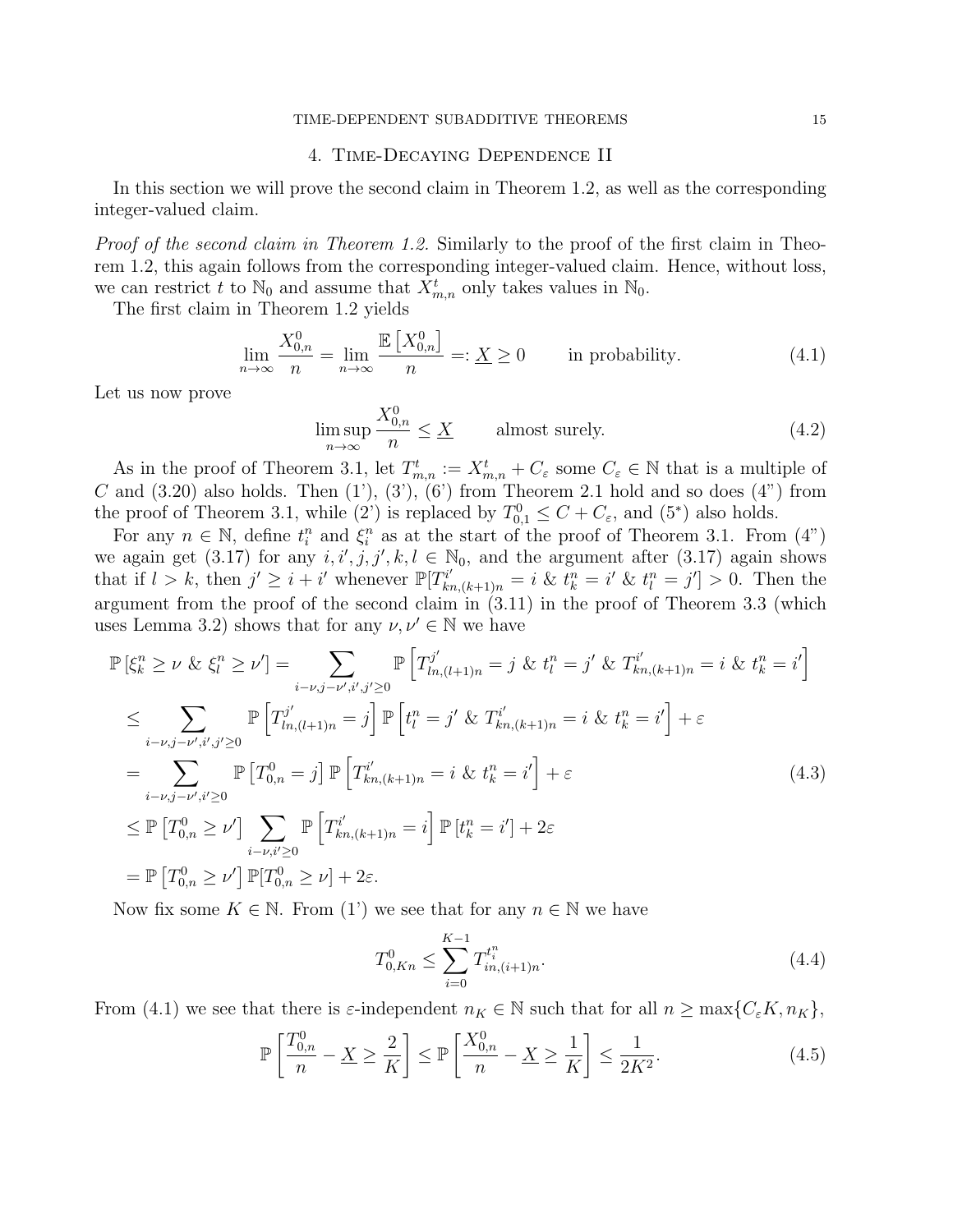## 4. Time-Decaying Dependence II

In this section we will prove the second claim in Theorem 1.2, as well as the corresponding integer-valued claim.

*Proof of the second claim in Theorem 1.2.* Similarly to the proof of the first claim in Theorem 1.2, this again follows from the corresponding integer-valued claim. Hence, without loss, we can restrict $t$ to $\mathbb{N}_0$ and assume that $X^t_{m,n}$ only takes values in $\mathbb{N}_0$.

The first claim in Theorem 1.2 yields

$$\lim_{n\to\infty} \frac{X^0_{0,n}}{n} = \lim_{n\to\infty} \frac{\mathbb{E}\left[X^0_{0,n}\right]}{n} =: \underline{X} \geq 0 \qquad \text{in probability.} \tag{4.1}$$

Let us now prove

$$\limsup_{n\to\infty} \frac{X^0_{0,n}}{n} \leq \underline{X} \qquad \text{almost surely.} \tag{4.2}$$

As in the proof of Theorem 3.1, let $T^t_{m,n} := X^t_{m,n} + C_\varepsilon$ some $C_\varepsilon \in \mathbb{N}$ that is a multiple of $C$ and (3.20) also holds. Then (1'), (3'), (6') from Theorem 2.1 hold and so does (4") from the proof of Theorem 3.1, while (2') is replaced by $T^0_{0,1} \leq C + C_\varepsilon$, and (5*) also holds.

For any $n \in \mathbb{N}$, define $t^n_i$ and $\xi^n_i$ as at the start of the argument of Theorem 3.1. From (4") we again get (3.17) for any $i, i', j, j', k, l \in \mathbb{N}_0$, and the argument after (3.17) again shows that if $l > k$, then $j' \geq i + i'$ whenever $\mathbb{P}[T^{i'}_{kn,(k+1)n} = i \;\&\; t^n_k = i' \;\&\; t^n_l = j'] > 0$. Then the argument from the proof of the second claim in (3.11) in the proof of Theorem 3.3 (which uses Lemma 3.2) shows that for any $\nu, \nu' \in \mathbb{N}$ we have

$$\begin{aligned}
\mathbb{P}\left[\xi^n_k \geq \nu \;\&\; \xi^n_l \geq \nu'\right] &= \sum_{i-\nu, j-\nu', i', j' \geq 0} \mathbb{P}\left[T^{j'}_{ln,(l+1)n} = j \;\&\; t^n_l = j' \;\&\; T^{i'}_{kn,(k+1)n} = i \;\&\; t^n_k = i'\right] \\
&\leq \sum_{i-\nu, j-\nu', i', j' \geq 0} \mathbb{P}\left[T^{j'}_{ln,(l+1)n} = j\right] \mathbb{P}\left[t^n_l = j' \;\&\; T^{i'}_{kn,(k+1)n} = i \;\&\; t^n_k = i'\right] + \varepsilon \\
&= \sum_{i-\nu, j-\nu', i' \geq 0} \mathbb{P}\left[T^0_{0,n} = j\right] \mathbb{P}\left[T^{i'}_{kn,(k+1)n} = i \;\&\; t^n_k = i'\right] + \varepsilon \\
&\leq \mathbb{P}\left[T^0_{0,n} \geq \nu'\right] \sum_{i-\nu, i' \geq 0} \mathbb{P}\left[T^{i'}_{kn,(k+1)n} = i\right] \mathbb{P}\left[t^n_k = i'\right] + 2\varepsilon \\
&= \mathbb{P}\left[T^0_{0,n} \geq \nu'\right] \mathbb{P}[T^0_{0,n} \geq \nu] + 2\varepsilon.
\end{aligned} \tag{4.3}$$

Now fix some $K \in \mathbb{N}$. From (1') we see that for any $n \in \mathbb{N}$ we have

$$T^0_{0,Kn} \leq \sum_{i=0}^{K-1} T^{t^n_i}_{in,(i+1)n}. \tag{4.4}$$

From (4.1) we see that there is $\varepsilon$-independent $n_K \in \mathbb{N}$ such that for all $n \geq \max\{C_\varepsilon K, n_K\}$,

$$\mathbb{P}\left[\frac{T^0_{0,n}}{n} - \underline{X} \geq \frac{2}{K}\right] \leq \mathbb{P}\left[\frac{X^0_{0,n}}{n} - \underline{X} \geq \frac{1}{K}\right] \leq \frac{1}{2K^2}. \tag{4.5}$$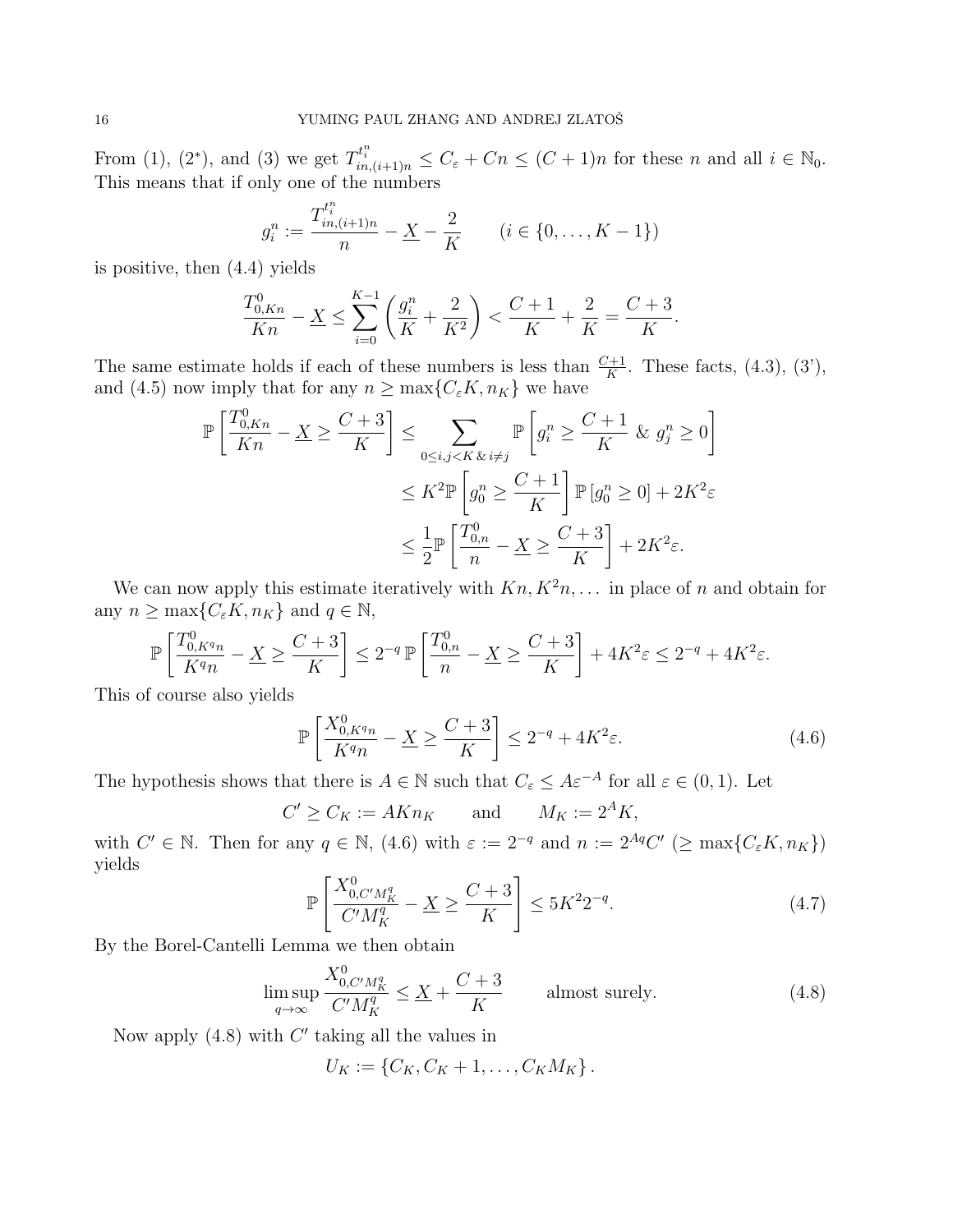From (1), (2*), and (3) we get $T^{t_i^n}_{in,(i+1)n} \le C_\varepsilon + Cn \le (C+1)n$ for these $n$ and all $i \in \mathbb{N}_0$. This means that if only one of the numbers

$$g_i^n := \frac{T^{t_i^n}_{in,(i+1)n}}{n} - \underline{X} - \frac{2}{K} \qquad (i \in \{0, \dots, K-1\})$$

is positive, then (4.4) yields

$$\frac{T^0_{0,Kn}}{Kn} - \underline{X} \le \sum_{i=0}^{K-1} \left( \frac{g_i^n}{K} + \frac{2}{K^2} \right) < \frac{C+1}{K} + \frac{2}{K} = \frac{C+3}{K}.$$

The same estimate holds if each of these numbers is less than $\frac{C+1}{K}$. These facts, (4.3), (3'), and (4.5) now imply that for any $n \ge \max\{C_\varepsilon K, n_K\}$ we have

$$\begin{aligned}
\mathbb{P}\left[ \frac{T^0_{0,Kn}}{Kn} - \underline{X} \ge \frac{C+3}{K} \right] &\le \sum_{0 \le i,j < K \,\&\, i \ne j} \mathbb{P}\left[ g_i^n \ge \frac{C+1}{K} \ \&\ g_j^n \ge 0 \right] \\
&\le K^2 \mathbb{P}\left[ g_0^n \ge \frac{C+1}{K} \right] \mathbb{P}\left[ g_0^n \ge 0 \right] + 2K^2\varepsilon \\
&\le \frac{1}{2} \mathbb{P}\left[ \frac{T^0_{0,n}}{n} - \underline{X} \ge \frac{C+3}{K} \right] + 2K^2\varepsilon.
\end{aligned}$$

We can now apply this estimate iteratively with $Kn, K^2n, \dots$ in place of $n$ and obtain for any $n \ge \max\{C_\varepsilon K, n_K\}$ and $q \in \mathbb{N}$,

$$\mathbb{P}\left[ \frac{T^0_{0,K^q n}}{K^q n} - \underline{X} \ge \frac{C+3}{K} \right] \le 2^{-q}\, \mathbb{P}\left[ \frac{T^0_{0,n}}{n} - \underline{X} \ge \frac{C+3}{K} \right] + 4K^2\varepsilon \le 2^{-q} + 4K^2\varepsilon.$$

This of course also yields

$$\mathbb{P}\left[ \frac{X^0_{0,K^q n}}{K^q n} - \underline{X} \ge \frac{C+3}{K} \right] \le 2^{-q} + 4K^2\varepsilon. \tag{4.6}$$

The hypothesis shows that there is $A \in \mathbb{N}$ such that $C_\varepsilon \le A\varepsilon^{-A}$ for all $\varepsilon \in (0,1)$. Let

$$C' \ge C_K := AKn_K \qquad \text{and} \qquad M_K := 2^A K,$$

with $C' \in \mathbb{N}$. Then for any $q \in \mathbb{N}$, (4.6) with $\varepsilon := 2^{-q}$ and $n := 2^{Aq}C'$ ($\ge \max\{C_\varepsilon K, n_K\}$) yields

$$\mathbb{P}\left[ \frac{X^0_{0,C'M_K^q}}{C'M_K^q} - \underline{X} \ge \frac{C+3}{K} \right] \le 5K^2 2^{-q}. \tag{4.7}$$

By the Borel-Cantelli Lemma we then obtain

$$\limsup_{q \to \infty} \frac{X^0_{0,C'M_K^q}}{C'M_K^q} \le \underline{X} + \frac{C+3}{K} \qquad \text{almost surely.} \tag{4.8}$$

Now apply (4.8) with $C'$ taking all the values in

$$U_K := \{C_K, C_K + 1, \dots, C_K M_K\}.$$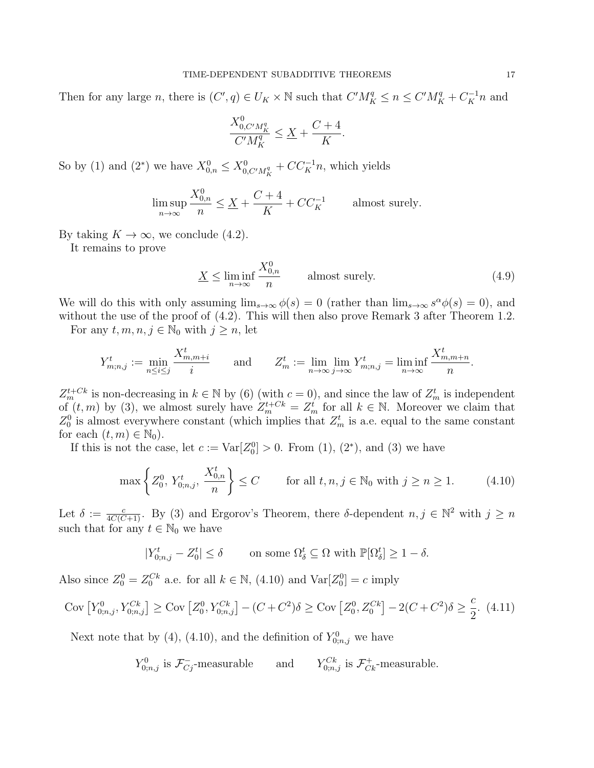Then for any large $n$, there is $(C', q) \in U_K \times \mathbb{N}$ such that $C'M_K^q \le n \le C'M_K^q + C_K^{-1}n$ and

$$\frac{X^0_{0,C'M_K^q}}{C'M_K^q} \le \underline{X} + \frac{C+4}{K}.$$

So by (1) and (2*) we have $X^0_{0,n} \le X^0_{0,C'M_K^q} + CC_K^{-1}n$, which yields

$$\limsup_{n\to\infty} \frac{X^0_{0,n}}{n} \le \underline{X} + \frac{C+4}{K} + CC_K^{-1} \qquad \text{almost surely.}$$

By taking $K \to \infty$, we conclude (4.2).

It remains to prove

$$\underline{X} \le \liminf_{n\to\infty} \frac{X^0_{0,n}}{n} \qquad \text{almost surely.} \tag{4.9}$$

We will do this with only assuming $\lim_{s\to\infty} \phi(s) = 0$ (rather than $\lim_{s\to\infty} s^\alpha \phi(s) = 0$), and without the use of the proof of (4.2). This will then also prove Remark 3 after Theorem 1.2.

For any $t, m, n, j \in \mathbb{N}_0$ with $j \ge n$, let

$$Y^t_{m;n,j} := \min_{n\le i\le j} \frac{X^t_{m,m+i}}{i} \qquad \text{and} \qquad Z^t_m := \lim_{n\to\infty}\lim_{j\to\infty} Y^t_{m;n,j} = \liminf_{n\to\infty} \frac{X^t_{m,m+n}}{n}.$$

$Z^{t+Ck}_m$ is non-decreasing in $k \in \mathbb{N}$ by (6) (with $c = 0$), and since the law of $Z^t_m$ is independent of $(t, m)$ by (3), we almost surely have $Z^{t+Ck}_m = Z^t_m$ for all $k \in \mathbb{N}$. Moreover we claim that $Z^0_0$ is almost everywhere constant (which implies that $Z^t_m$ is a.e. equal to the same constant for each $(t, m) \in \mathbb{N}_0$).

If this is not the case, let $c := \mathrm{Var}[Z^0_0] > 0$. From (1), (2*), and (3) we have

$$\max\left\{ Z^0_0,\, Y^t_{0;n,j},\, \frac{X^t_{0,n}}{n} \right\} \le C \qquad \text{for all } t, n, j \in \mathbb{N}_0 \text{ with } j \ge n \ge 1. \tag{4.10}$$

Let $\delta := \frac{c}{4C(C+1)}$. By (3) and Ergorov's Theorem, there $\delta$-dependent $n, j \in \mathbb{N}^2$ with $j \ge n$ such that for any $t \in \mathbb{N}_0$ we have

$$|Y^t_{0;n,j} - Z^t_0| \le \delta \qquad \text{on some } \Omega^t_\delta \subseteq \Omega \text{ with } \mathbb{P}[\Omega^t_\delta] \ge 1 - \delta.$$

Also since $Z^0_0 = Z^{Ck}_0$ a.e. for all $k \in \mathbb{N}$, (4.10) and $\mathrm{Var}[Z^0_0] = c$ imply

$$\mathrm{Cov}\left[Y^0_{0;n,j}, Y^{Ck}_{0;n,j}\right] \ge \mathrm{Cov}\left[Z^0_0, Y^{Ck}_{0;n,j}\right] - (C+C^2)\delta \ge \mathrm{Cov}\left[Z^0_0, Z^{Ck}_0\right] - 2(C+C^2)\delta \ge \frac{c}{2}. \tag{4.11}$$

Next note that by (4), (4.10), and the definition of $Y^0_{0;n,j}$ we have

$$Y^0_{0;n,j} \text{ is } \mathcal{F}^-_{Cj}\text{-measurable} \qquad \text{and} \qquad Y^{Ck}_{0;n,j} \text{ is } \mathcal{F}^+_{Ck}\text{-measurable.}$$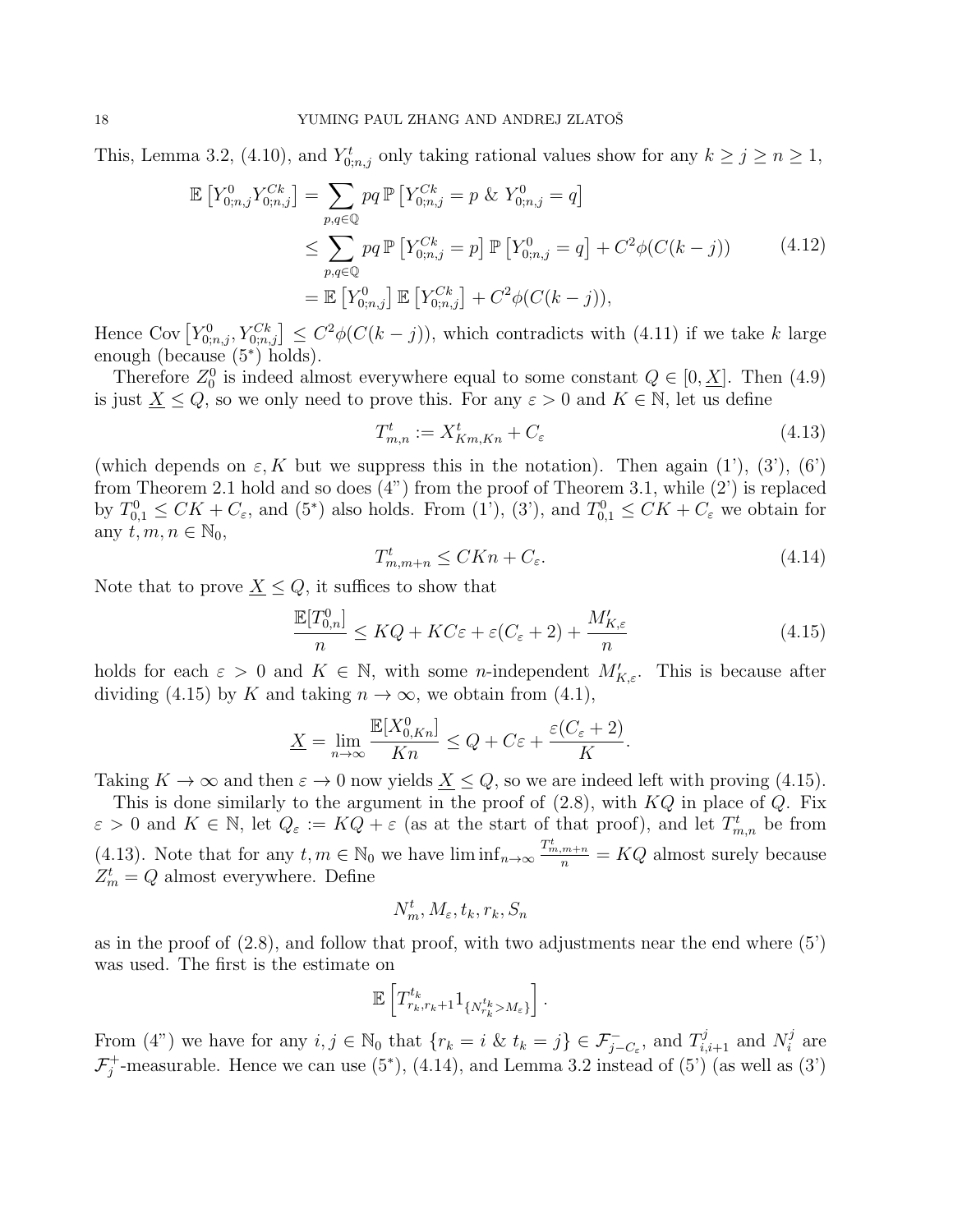This, Lemma 3.2, (4.10), and $Y^t_{0;n,j}$ only taking rational values show for any $k \ge j \ge n \ge 1$,

$$\begin{aligned}
\mathbb{E}\left[Y^0_{0;n,j} Y^{Ck}_{0;n,j}\right] &= \sum_{p,q\in\mathbb{Q}} pq\,\mathbb{P}\left[Y^{Ck}_{0;n,j} = p \ \&\ Y^0_{0;n,j} = q\right] \\
&\le \sum_{p,q\in\mathbb{Q}} pq\,\mathbb{P}\left[Y^{Ck}_{0;n,j} = p\right]\mathbb{P}\left[Y^0_{0;n,j} = q\right] + C^2\phi(C(k-j)) \\
&= \mathbb{E}\left[Y^0_{0;n,j}\right]\mathbb{E}\left[Y^{Ck}_{0;n,j}\right] + C^2\phi(C(k-j)),
\end{aligned} \tag{4.12}$$

Hence $\mathrm{Cov}\left[Y^0_{0;n,j}, Y^{Ck}_{0;n,j}\right] \le C^2\phi(C(k-j))$, which contradicts with (4.11) if we take $k$ large enough (because (5*) holds).

Therefore $Z^0_0$ is indeed almost everywhere equal to some constant $Q \in [0, \underline{X}]$. Then (4.9) is just $\underline{X} \le Q$, so we only need to prove this. For any $\varepsilon > 0$ and $K \in \mathbb{N}$, let us define

$$T^t_{m,n} := X^t_{Km,Kn} + C_\varepsilon \tag{4.13}$$

(which depends on $\varepsilon, K$ but we suppress this in the notation). Then again (1'), (3'), (6') from Theorem 2.1 hold and so does (4") from the proof of Theorem 3.1, while (2') is replaced by $T^0_{0,1} \le CK + C_\varepsilon$, and (5*) also holds. From (1'), (3'), and $T^0_{0,1} \le CK + C_\varepsilon$ we obtain for any $t, m, n \in \mathbb{N}_0$,

$$T^t_{m,m+n} \le CKn + C_\varepsilon. \tag{4.14}$$

Note that to prove $\underline{X} \le Q$, it suffices to show that

$$\frac{\mathbb{E}[T^0_{0,n}]}{n} \le KQ + KC\varepsilon + \varepsilon(C_\varepsilon + 2) + \frac{M'_{K,\varepsilon}}{n} \tag{4.15}$$

holds for each $\varepsilon > 0$ and $K \in \mathbb{N}$, with some $n$-independent $M'_{K,\varepsilon}$. This is because after dividing (4.15) by $K$ and taking $n \to \infty$, we obtain from (4.1),

$$\underline{X} = \lim_{n\to\infty} \frac{\mathbb{E}[X^0_{0,Kn}]}{Kn} \le Q + C\varepsilon + \frac{\varepsilon(C_\varepsilon + 2)}{K}.$$

Taking $K \to \infty$ and then $\varepsilon \to 0$ now yields $\underline{X} \le Q$, so we are indeed left with proving (4.15).

This is done similarly to the argument in the proof of (2.8), with $KQ$ in place of $Q$. Fix $\varepsilon > 0$ and $K \in \mathbb{N}$, let $Q_\varepsilon := KQ + \varepsilon$ (as at the start of that proof), and let $T^t_{m,n}$ be from (4.13). Note that for any $t, m \in \mathbb{N}_0$ we have $\liminf_{n\to\infty} \frac{T^t_{m,m+n}}{n} = KQ$ almost surely because $Z^t_m = Q$ almost everywhere. Define

$$N^t_m, M_\varepsilon, t_k, r_k, S_n$$

as in the proof of (2.8), and follow that proof, with two adjustments near the end where (5') was used. The first is the estimate on

$$\mathbb{E}\left[T^{t_k}_{r_k, r_k+1} 1_{\{N^{t_k}_{r_k} > M_\varepsilon\}}\right].$$

From (4") we have for any $i, j \in \mathbb{N}_0$ that $\{r_k = i \ \&\ t_k = j\} \in \mathcal{F}^-_{j-C_\varepsilon}$, and $T^j_{i,i+1}$ and $N^j_i$ are $\mathcal{F}^+_j$-measurable. Hence we can use (5*), (4.14), and Lemma 3.2 instead of (5') (as well as (3')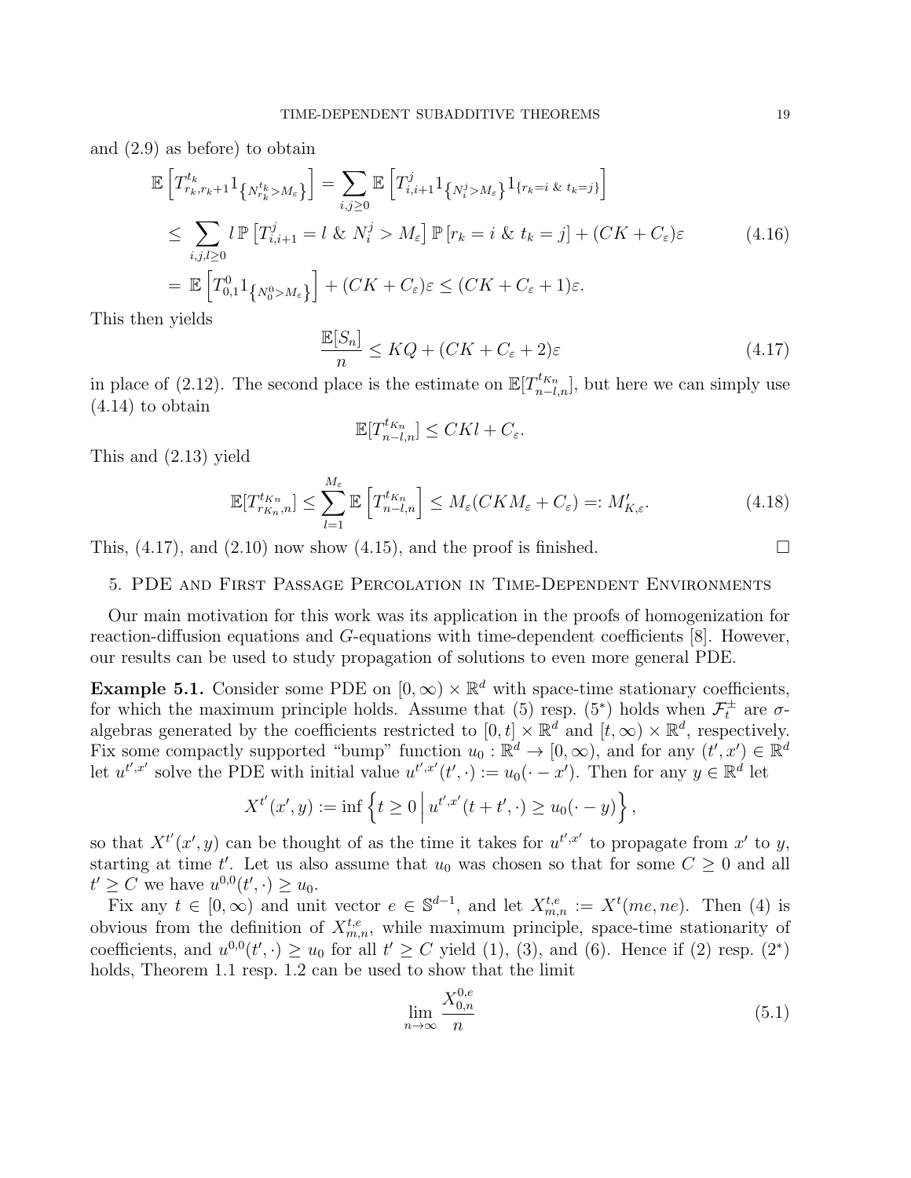and (2.9) as before) to obtain

$$
\begin{aligned}
\mathbb{E}\left[T^{t_k}_{r_k,r_k+1}1_{\left\{N^{t_k}_{r_k}>M_\varepsilon\right\}}\right] &= \sum_{i,j\ge 0}\mathbb{E}\left[T^j_{i,i+1}1_{\left\{N^j_i>M_\varepsilon\right\}}1_{\{r_k=i\ \&\ t_k=j\}}\right] \\
&\le \sum_{i,j,l\ge 0} l\,\mathbb{P}\left[T^j_{i,i+1}=l\ \&\ N^j_i>M_\varepsilon\right]\mathbb{P}\left[r_k=i\ \&\ t_k=j\right] + (CK+C_\varepsilon)\varepsilon \qquad (4.16)\\
&= \mathbb{E}\left[T^0_{0,1}1_{\left\{N^0_0>M_\varepsilon\right\}}\right] + (CK+C_\varepsilon)\varepsilon \le (CK+C_\varepsilon+1)\varepsilon.
\end{aligned}
$$

This then yields

$$
\frac{\mathbb{E}[S_n]}{n} \le KQ + (CK+C_\varepsilon+2)\varepsilon \tag{4.17}
$$

in place of (2.12). The second place is the estimate on $\mathbb{E}[T^{t_{K_n}}_{n-l,n}]$, but here we can simply use (4.14) to obtain

$$
\mathbb{E}[T^{t_{K_n}}_{n-l,n}] \le CKl + C_\varepsilon.
$$

This and (2.13) yield

$$
\mathbb{E}[T^{t_{K_n}}_{r_{K_n},n}] \le \sum_{l=1}^{M_\varepsilon}\mathbb{E}\left[T^{t_{K_n}}_{n-l,n}\right] \le M_\varepsilon(CKM_\varepsilon + C_\varepsilon) =: M'_{K,\varepsilon}. \tag{4.18}
$$

This, (4.17), and (2.10) now show (4.15), and the proof is finished. □

## 5. PDE and First Passage Percolation in Time-Dependent Environments

Our main motivation for this work was its application in the proofs of homogenization for reaction-diffusion equations and $G$-equations with time-dependent coefficients [8]. However, our results can be used to study propagation of solutions to even more general PDE.

**Example 5.1.** Consider some PDE on $[0,\infty)\times\mathbb{R}^d$ with space-time stationary coefficients, for which the maximum principle holds. Assume that (5) resp. (5*) holds when $\mathcal{F}^\pm_t$ are $\sigma$-algebras generated by the coefficients restricted to $[0,t]\times\mathbb{R}^d$ and $[t,\infty)\times\mathbb{R}^d$, respectively. Fix some compactly supported "bump" function $u_0:\mathbb{R}^d\to[0,\infty)$, and for any $(t',x')\in\mathbb{R}^d$ let $u^{t',x'}$ solve the PDE with initial value $u^{t',x'}(t',\cdot):=u_0(\cdot-x')$. Then for any $y\in\mathbb{R}^d$ let

$$
X^{t'}(x',y) := \inf\left\{t\ge 0\,\middle|\, u^{t',x'}(t+t',\cdot)\ge u_0(\cdot-y)\right\},
$$

so that $X^{t'}(x',y)$ can be thought of as the time it takes for $u^{t',x'}$ to propagate from $x'$ to $y$, starting at time $t'$. Let us also assume that $u_0$ was chosen so that for some $C\ge 0$ and all $t'\ge C$ we have $u^{0,0}(t',\cdot)\ge u_0$.

Fix any $t\in[0,\infty)$ and unit vector $e\in\mathbb{S}^{d-1}$, and let $X^{t,e}_{m,n} := X^t(me,ne)$. Then (4) is obvious from the definition of $X^{t,e}_{m,n}$, while maximum principle, space-time stationarity of coefficients, and $u^{0,0}(t',\cdot)\ge u_0$ for all $t'\ge C$ yield (1), (3), and (6). Hence if (2) resp. (2*) holds, Theorem 1.1 resp. 1.2 can be used to show that the limit

$$
\lim_{n\to\infty}\frac{X^{0,e}_{0,n}}{n} \tag{5.1}
$$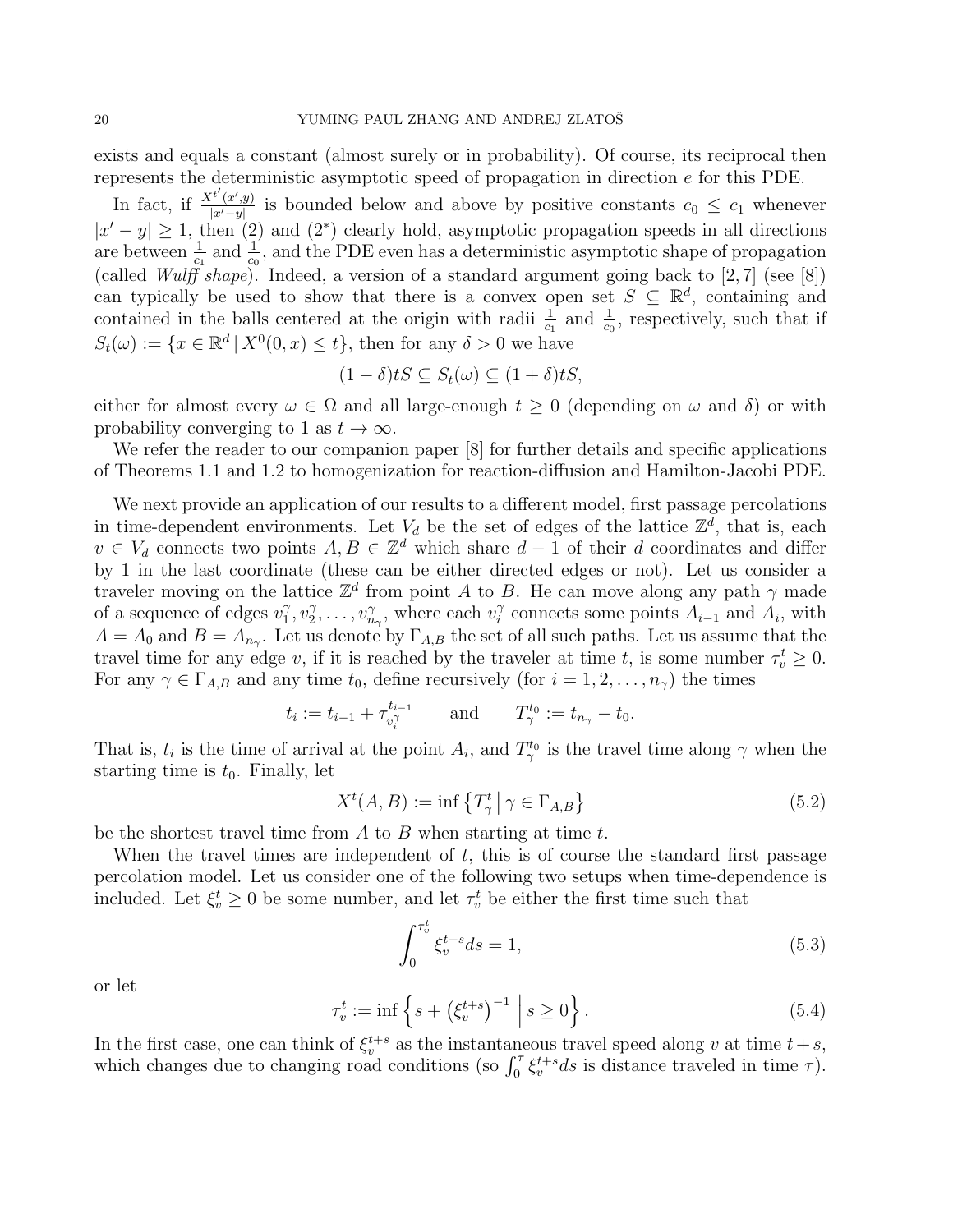exists and equals a constant (almost surely or in probability). Of course, its reciprocal then represents the deterministic asymptotic speed of propagation in direction $e$ for this PDE.

In fact, if $\frac{X^{t'}(x',y)}{|x'-y|}$ is bounded below and above by positive constants $c_0 \le c_1$ whenever $|x'-y| \ge 1$, then (2) and (2*) clearly hold, asymptotic propagation speeds in all directions are between $\frac{1}{c_1}$ and $\frac{1}{c_0}$, and the PDE even has a deterministic asymptotic shape of propagation (called *Wulff shape*). Indeed, a version of a standard argument going back to [2, 7] (see [8]) can typically be used to show that there is a convex open set $S \subseteq \mathbb{R}^d$, containing and contained in the balls centered at the origin with radii $\frac{1}{c_1}$ and $\frac{1}{c_0}$, respectively, such that if $S_t(\omega) := \{x \in \mathbb{R}^d \,|\, X^0(0,x) \le t\}$, then for any $\delta > 0$ we have

$$(1-\delta)tS \subseteq S_t(\omega) \subseteq (1+\delta)tS,$$

either for almost every $\omega \in \Omega$ and all large-enough $t \ge 0$ (depending on $\omega$ and $\delta$) or with probability converging to 1 as $t \to \infty$.

We refer the reader to our companion paper [8] for further details and specific applications of Theorems 1.1 and 1.2 to homogenization for reaction-diffusion and Hamilton-Jacobi PDE.

We next provide an application of our results to a different model, first passage percolations in time-dependent environments. Let $V_d$ be the set of edges of the lattice $\mathbb{Z}^d$, that is, each $v \in V_d$ connects two points $A, B \in \mathbb{Z}^d$ which share $d-1$ of their $d$ coordinates and differ by 1 in the last coordinate (these can be either directed edges or not). Let us consider a traveler moving on the lattice $\mathbb{Z}^d$ from point $A$ to $B$. He can move along any path $\gamma$ made of a sequence of edges $v_1^\gamma, v_2^\gamma, \dots, v_{n_\gamma}^\gamma$, where each $v_i^\gamma$ connects some points $A_{i-1}$ and $A_i$, with $A = A_0$ and $B = A_{n_\gamma}$. Let us denote by $\Gamma_{A,B}$ the set of all such paths. Let us assume that the travel time for any edge $v$, if it is reached by the traveler at time $t$, is some number $\tau_v^t \ge 0$. For any $\gamma \in \Gamma_{A,B}$ and any time $t_0$, define recursively (for $i = 1, 2, \dots, n_\gamma$) the times

$$t_i := t_{i-1} + \tau_{v_i^\gamma}^{t_{i-1}} \qquad \text{and} \qquad T_\gamma^{t_0} := t_{n_\gamma} - t_0.$$

That is, $t_i$ is the time of arrival at the point $A_i$, and $T_\gamma^{t_0}$ is the travel time along $\gamma$ when the starting time is $t_0$. Finally, let

$$X^t(A,B) := \inf\left\{T_\gamma^t \,\middle|\, \gamma \in \Gamma_{A,B}\right\} \tag{5.2}$$

be the shortest travel time from $A$ to $B$ when starting at time $t$.

When the travel times are independent of $t$, this is of course the standard first passage percolation model. Let us consider one of the following two setups when time-dependence is included. Let $\xi_v^t \ge 0$ be some number, and let $\tau_v^t$ be either the first time such that

$$\int_0^{\tau_v^t} \xi_v^{t+s} ds = 1, \tag{5.3}$$

or let

$$\tau_v^t := \inf\left\{ s + \left(\xi_v^{t+s}\right)^{-1} \,\middle|\, s \ge 0 \right\}. \tag{5.4}$$

In the first case, one can think of $\xi_v^{t+s}$ as the instantaneous travel speed along $v$ at time $t+s$, which changes due to changing road conditions (so $\int_0^\tau \xi_v^{t+s} ds$ is distance traveled in time $\tau$).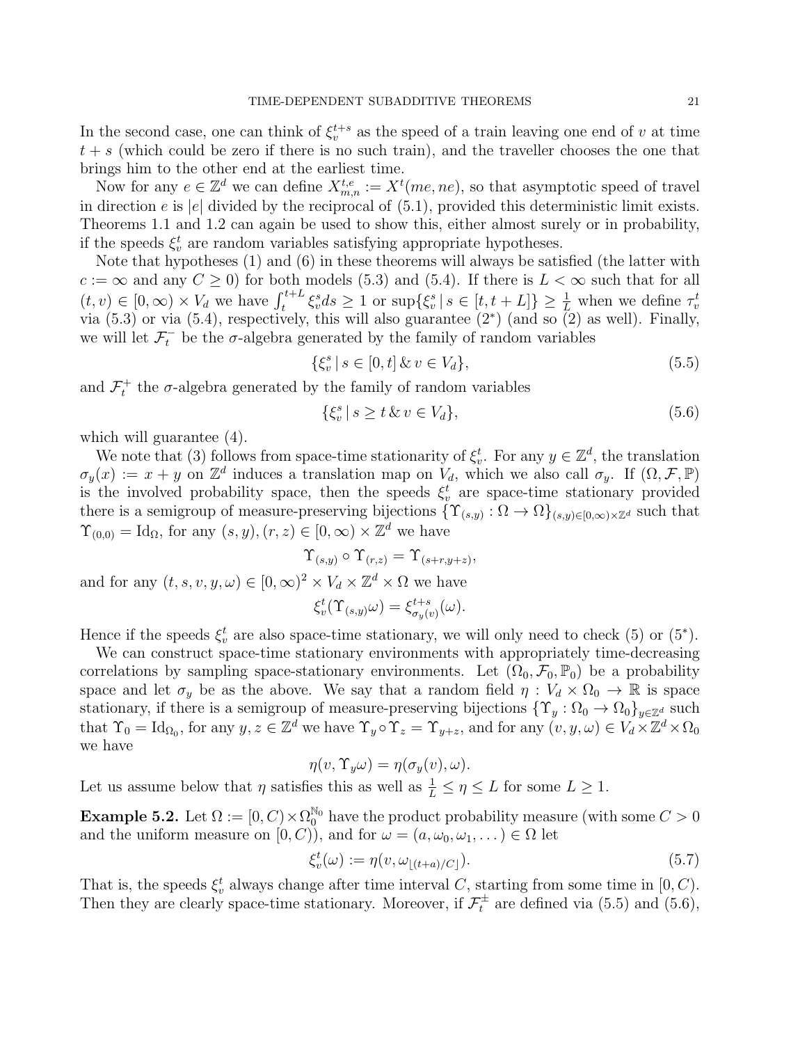In the second case, one can think of $\xi_v^{t+s}$ as the speed of a train leaving one end of $v$ at time $t+s$ (which could be zero if there is no such train), and the traveller chooses the one that brings him to the other end at the earliest time.

Now for any $e \in \mathbb{Z}^d$ we can define $X_{m,n}^{t,e} := X^t(me, ne)$, so that asymptotic speed of travel in direction $e$ is $|e|$ divided by the reciprocal of (5.1), provided this deterministic limit exists. Theorems 1.1 and 1.2 can again be used to show this, either almost surely or in probability, if the speeds $\xi_v^t$ are random variables satisfying appropriate hypotheses.

Note that hypotheses (1) and (6) in these theorems will always be satisfied (the latter with $c := \infty$ and any $C \geq 0$) for both models (5.3) and (5.4). If there is $L < \infty$ such that for all $(t, v) \in [0, \infty) \times V_d$ we have $\int_t^{t+L} \xi_v^s ds \geq 1$ or $\sup\{\xi_v^s \,|\, s \in [t, t+L]\} \geq \frac{1}{L}$ when we define $\tau_v^t$ via (5.3) or via (5.4), respectively, this will also guarantee (2*) (and so (2) as well). Finally, we will let $\mathcal{F}_t^-$ be the $\sigma$-algebra generated by the family of random variables

$$\{\xi_v^s \,|\, s \in [0, t] \,\&\, v \in V_d\}, \tag{5.5}$$

and $\mathcal{F}_t^+$ the $\sigma$-algebra generated by the family of random variables

$$\{\xi_v^s \,|\, s \geq t \,\&\, v \in V_d\}, \tag{5.6}$$

which will guarantee (4).

We note that (3) follows from space-time stationarity of $\xi_v^t$. For any $y \in \mathbb{Z}^d$, the translation $\sigma_y(x) := x + y$ on $\mathbb{Z}^d$ induces a translation map on $V_d$, which we also call $\sigma_y$. If $(\Omega, \mathcal{F}, \mathbb{P})$ is the involved probability space, then the speeds $\xi_v^t$ are space-time stationary provided there is a semigroup of measure-preserving bijections $\{\Upsilon_{(s,y)} : \Omega \to \Omega\}_{(s,y) \in [0,\infty) \times \mathbb{Z}^d}$ such that $\Upsilon_{(0,0)} = \mathrm{Id}_\Omega$, for any $(s, y), (r, z) \in [0, \infty) \times \mathbb{Z}^d$ we have

$$\Upsilon_{(s,y)} \circ \Upsilon_{(r,z)} = \Upsilon_{(s+r, y+z)},$$

and for any $(t, s, v, y, \omega) \in [0, \infty)^2 \times V_d \times \mathbb{Z}^d \times \Omega$ we have

$$\xi_v^t(\Upsilon_{(s,y)}\omega) = \xi_{\sigma_y(v)}^{t+s}(\omega).$$

Hence if the speeds $\xi_v^t$ are also space-time stationary, we will only need to check (5) or (5*).

We can construct space-time stationary environments with appropriately time-decreasing correlations by sampling space-stationary environments. Let $(\Omega_0, \mathcal{F}_0, \mathbb{P}_0)$ be a probability space and let $\sigma_y$ be as the above. We say that a random field $\eta : V_d \times \Omega_0 \to \mathbb{R}$ is space stationary, if there is a semigroup of measure-preserving bijections $\{\Upsilon_y : \Omega_0 \to \Omega_0\}_{y \in \mathbb{Z}^d}$ such that $\Upsilon_0 = \mathrm{Id}_{\Omega_0}$, for any $y, z \in \mathbb{Z}^d$ we have $\Upsilon_y \circ \Upsilon_z = \Upsilon_{y+z}$, and for any $(v, y, \omega) \in V_d \times \mathbb{Z}^d \times \Omega_0$ we have

$$\eta(v, \Upsilon_y \omega) = \eta(\sigma_y(v), \omega).$$

Let us assume below that $\eta$ satisfies this as well as $\frac{1}{L} \leq \eta \leq L$ for some $L \geq 1$.

**Example 5.2.** Let $\Omega := [0, C) \times \Omega_0^{\mathbb{N}_0}$ have the product probability measure (with some $C > 0$ and the uniform measure on $[0, C)$), and for $\omega = (a, \omega_0, \omega_1, \dots) \in \Omega$ let

$$\xi_v^t(\omega) := \eta(v, \omega_{\lfloor (t+a)/C \rfloor}). \tag{5.7}$$

That is, the speeds $\xi_v^t$ always change after time interval $C$, starting from some time in $[0, C)$. Then they are clearly space-time stationary. Moreover, if $\mathcal{F}_t^\pm$ are defined via (5.5) and (5.6),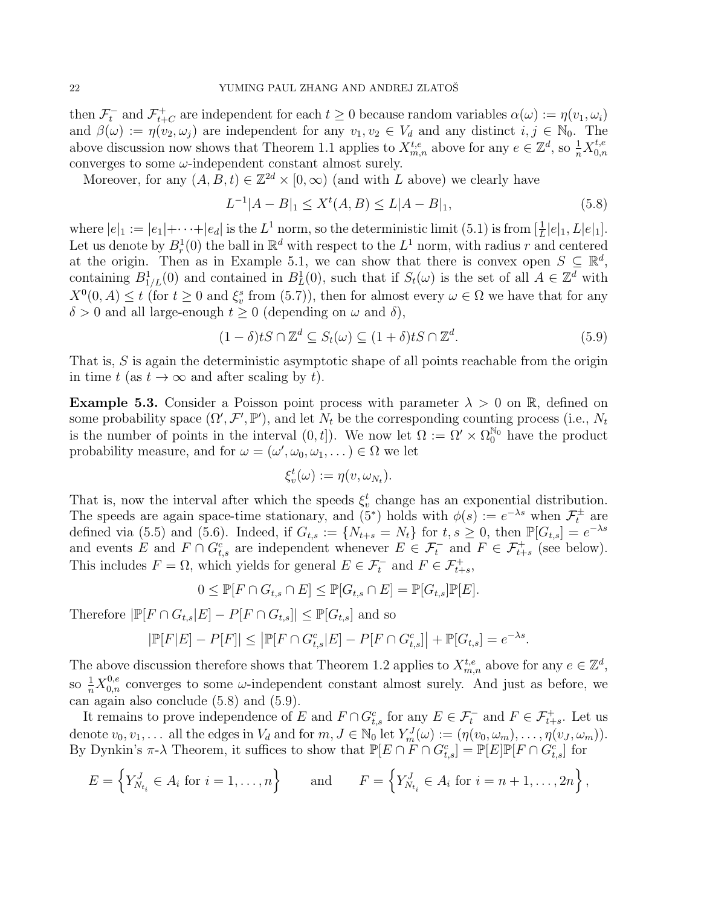then $\mathcal{F}_t^-$ and $\mathcal{F}_{t+C}^+$ are independent for each $t \geq 0$ because random variables $\alpha(\omega) := \eta(v_1, \omega_i)$ and $\beta(\omega) := \eta(v_2, \omega_j)$ are independent for any $v_1, v_2 \in V_d$ and any distinct $i, j \in \mathbb{N}_0$. The above discussion now shows that Theorem 1.1 applies to $X_{m,n}^{t,e}$ above for any $e \in \mathbb{Z}^d$, so $\frac{1}{n} X_{0,n}^{t,e}$ converges to some $\omega$-independent constant almost surely.

Moreover, for any $(A, B, t) \in \mathbb{Z}^{2d} \times [0, \infty)$ (and with $L$ above) we clearly have

$$L^{-1}|A - B|_1 \leq X^t(A, B) \leq L|A - B|_1, \tag{5.8}$$

where $|e|_1 := |e_1| + \cdots + |e_d|$ is the $L^1$ norm, so the deterministic limit (5.1) is from $[\frac{1}{L}|e|_1, L|e|_1]$. Let us denote by $B_r^1(0)$ the ball in $\mathbb{R}^d$ with respect to the $L^1$ norm, with radius $r$ and centered at the origin. Then as in Example 5.1, we can show that there is convex open $S \subseteq \mathbb{R}^d$, containing $B_{1/L}^1(0)$ and contained in $B_L^1(0)$, such that if $S_t(\omega)$ is the set of all $A \in \mathbb{Z}^d$ with $X^0(0, A) \leq t$ (for $t \geq 0$ and $\xi_v^s$ from (5.7)), then for almost every $\omega \in \Omega$ we have that for any $\delta > 0$ and all large-enough $t \geq 0$ (depending on $\omega$ and $\delta$),

$$(1 - \delta)tS \cap \mathbb{Z}^d \subseteq S_t(\omega) \subseteq (1 + \delta)tS \cap \mathbb{Z}^d. \tag{5.9}$$

That is, $S$ is again the deterministic asymptotic shape of all points reachable from the origin in time $t$ (as $t \to \infty$ and after scaling by $t$).

**Example 5.3.** Consider a Poisson point process with parameter $\lambda > 0$ on $\mathbb{R}$, defined on some probability space $(\Omega', \mathcal{F}', \mathbb{P}')$, and let $N_t$ be the corresponding counting process (i.e., $N_t$ is the number of points in the interval $(0, t]$). We now let $\Omega := \Omega' \times \Omega_0^{\mathbb{N}_0}$ have the product probability measure, and for $\omega = (\omega', \omega_0, \omega_1, \dots) \in \Omega$ we let

$$\xi_v^t(\omega) := \eta(v, \omega_{N_t}).$$

That is, now the interval after which the speeds $\xi_v^t$ change has an exponential distribution. The speeds are again space-time stationary, and (5$^*$) holds with $\phi(s) := e^{-\lambda s}$ when $\mathcal{F}_t^\pm$ are defined via (5.5) and (5.6). Indeed, if $G_{t,s} := \{N_{t+s} = N_t\}$ for $t, s \geq 0$, then $\mathbb{P}[G_{t,s}] = e^{-\lambda s}$ and events $E$ and $F \cap G_{t,s}^c$ are independent whenever $E \in \mathcal{F}_t^-$ and $F \in \mathcal{F}_{t+s}^+$ (see below). This includes $F = \Omega$, which yields for general $E \in \mathcal{F}_t^-$ and $F \in \mathcal{F}_{t+s}^+$,

$$0 \leq \mathbb{P}[F \cap G_{t,s} \cap E] \leq \mathbb{P}[G_{t,s} \cap E] = \mathbb{P}[G_{t,s}]\mathbb{P}[E].$$

Therefore $|\mathbb{P}[F \cap G_{t,s}|E] - P[F \cap G_{t,s}]| \leq \mathbb{P}[G_{t,s}]$ and so

$$|\mathbb{P}[F|E] - P[F]| \leq \left|\mathbb{P}[F \cap G_{t,s}^c|E] - P[F \cap G_{t,s}^c]\right| + \mathbb{P}[G_{t,s}] = e^{-\lambda s}.$$

The above discussion therefore shows that Theorem 1.2 applies to $X_{m,n}^{t,e}$ above for any $e \in \mathbb{Z}^d$, so $\frac{1}{n} X_{0,n}^{0,e}$ converges to some $\omega$-independent constant almost surely. And just as before, we can again also conclude (5.8) and (5.9).

It remains to prove independence of $E$ and $F \cap G_{t,s}^c$ for any $E \in \mathcal{F}_t^-$ and $F \in \mathcal{F}_{t+s}^+$. Let us denote $v_0, v_1, \dots$ all the edges in $V_d$ and for $m, J \in \mathbb{N}_0$ let $Y_m^J(\omega) := (\eta(v_0, \omega_m), \dots, \eta(v_J, \omega_m))$. By Dynkin's $\pi$-$\lambda$ Theorem, it suffices to show that $\mathbb{P}[E \cap F \cap G_{t,s}^c] = \mathbb{P}[E]\mathbb{P}[F \cap G_{t,s}^c]$ for

$$E = \left\{ Y_{N_{t_i}}^J \in A_i \text{ for } i = 1, \dots, n \right\} \qquad \text{and} \qquad F = \left\{ Y_{N_{t_i}}^J \in A_i \text{ for } i = n+1, \dots, 2n \right\},$$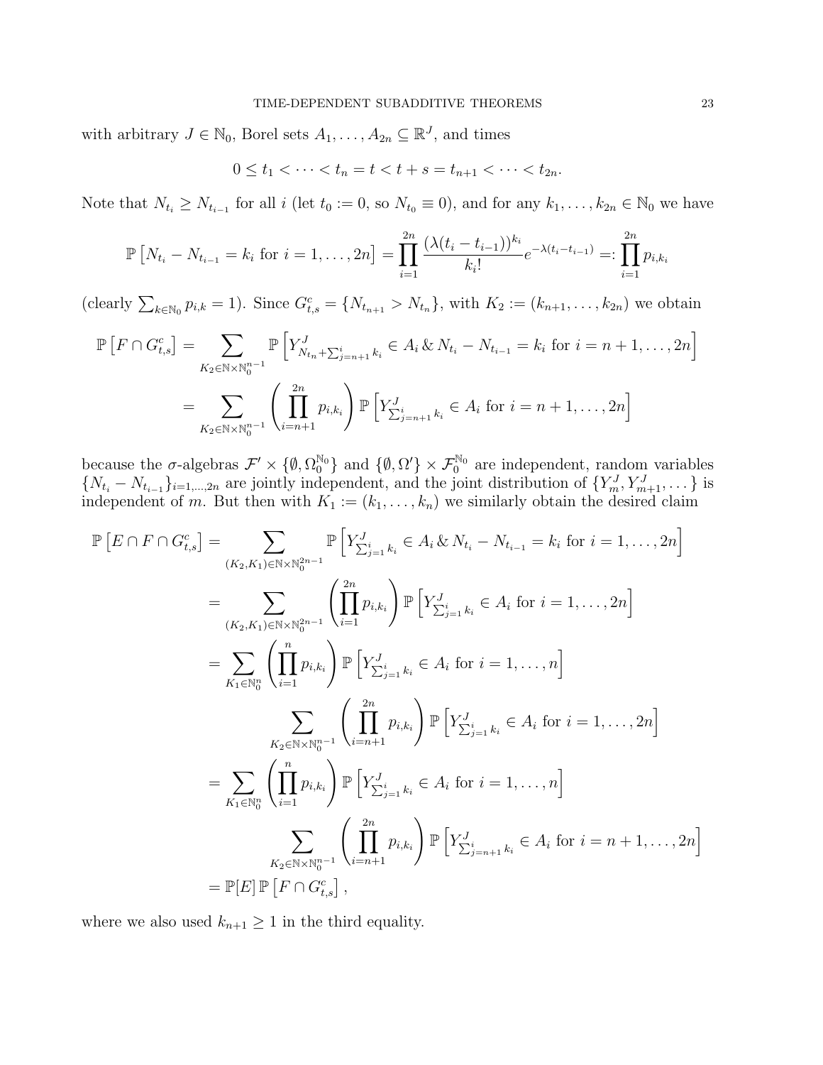with arbitrary $J \in \mathbb{N}_0$, Borel sets $A_1, \dots, A_{2n} \subseteq \mathbb{R}^J$, and times

$$0 \le t_1 < \cdots < t_n = t < t + s = t_{n+1} < \cdots < t_{2n}.$$

Note that $N_{t_i} \ge N_{t_{i-1}}$ for all $i$ (let $t_0 := 0$, so $N_{t_0} \equiv 0$), and for any $k_1, \dots, k_{2n} \in \mathbb{N}_0$ we have

$$\mathbb{P}\left[N_{t_i} - N_{t_{i-1}} = k_i \text{ for } i = 1, \dots, 2n\right] = \prod_{i=1}^{2n} \frac{(\lambda(t_i - t_{i-1}))^{k_i}}{k_i!} e^{-\lambda(t_i - t_{i-1})} =: \prod_{i=1}^{2n} p_{i,k_i}$$

(clearly $\sum_{k \in \mathbb{N}_0} p_{i,k} = 1$). Since $G_{t,s}^c = \{N_{t_{n+1}} > N_{t_n}\}$, with $K_2 := (k_{n+1}, \dots, k_{2n})$ we obtain

$$\begin{aligned}
\mathbb{P}\left[F \cap G_{t,s}^c\right] &= \sum_{K_2 \in \mathbb{N} \times \mathbb{N}_0^{n-1}} \mathbb{P}\left[Y^J_{N_{t_n} + \sum_{j=n+1}^i k_i} \in A_i \,\&\, N_{t_i} - N_{t_{i-1}} = k_i \text{ for } i = n+1, \dots, 2n\right] \\
&= \sum_{K_2 \in \mathbb{N} \times \mathbb{N}_0^{n-1}} \left(\prod_{i=n+1}^{2n} p_{i,k_i}\right) \mathbb{P}\left[Y^J_{\sum_{j=n+1}^i k_i} \in A_i \text{ for } i = n+1, \dots, 2n\right]
\end{aligned}$$

because the $\sigma$-algebras $\mathcal{F}' \times \{\emptyset, \Omega_0^{\mathbb{N}_0}\}$ and $\{\emptyset, \Omega'\} \times \mathcal{F}_0^{\mathbb{N}_0}$ are independent, random variables $\{N_{t_i} - N_{t_{i-1}}\}_{i=1,\dots,2n}$ are jointly independent, and the joint distribution of $\{Y^J_m, Y^J_{m+1}, \dots\}$ is independent of $m$. But then with $K_1 := (k_1, \dots, k_n)$ we similarly obtain the desired claim

$$\begin{aligned}
\mathbb{P}\left[E \cap F \cap G_{t,s}^c\right] &= \sum_{(K_2, K_1) \in \mathbb{N} \times \mathbb{N}_0^{2n-1}} \mathbb{P}\left[Y^J_{\sum_{j=1}^i k_i} \in A_i \,\&\, N_{t_i} - N_{t_{i-1}} = k_i \text{ for } i = 1, \dots, 2n\right] \\
&= \sum_{(K_2, K_1) \in \mathbb{N} \times \mathbb{N}_0^{2n-1}} \left(\prod_{i=1}^{2n} p_{i,k_i}\right) \mathbb{P}\left[Y^J_{\sum_{j=1}^i k_i} \in A_i \text{ for } i = 1, \dots, 2n\right] \\
&= \sum_{K_1 \in \mathbb{N}_0^n} \left(\prod_{i=1}^{n} p_{i,k_i}\right) \mathbb{P}\left[Y^J_{\sum_{j=1}^i k_i} \in A_i \text{ for } i = 1, \dots, n\right] \\
&\qquad \sum_{K_2 \in \mathbb{N} \times \mathbb{N}_0^{n-1}} \left(\prod_{i=n+1}^{2n} p_{i,k_i}\right) \mathbb{P}\left[Y^J_{\sum_{j=1}^i k_i} \in A_i \text{ for } i = 1, \dots, 2n\right] \\
&= \sum_{K_1 \in \mathbb{N}_0^n} \left(\prod_{i=1}^{n} p_{i,k_i}\right) \mathbb{P}\left[Y^J_{\sum_{j=1}^i k_i} \in A_i \text{ for } i = 1, \dots, n\right] \\
&\qquad \sum_{K_2 \in \mathbb{N} \times \mathbb{N}_0^{n-1}} \left(\prod_{i=n+1}^{2n} p_{i,k_i}\right) \mathbb{P}\left[Y^J_{\sum_{j=n+1}^i k_i} \in A_i \text{ for } i = n+1, \dots, 2n\right] \\
&= \mathbb{P}[E]\, \mathbb{P}\left[F \cap G_{t,s}^c\right],
\end{aligned}$$

where we also used $k_{n+1} \ge 1$ in the third equality.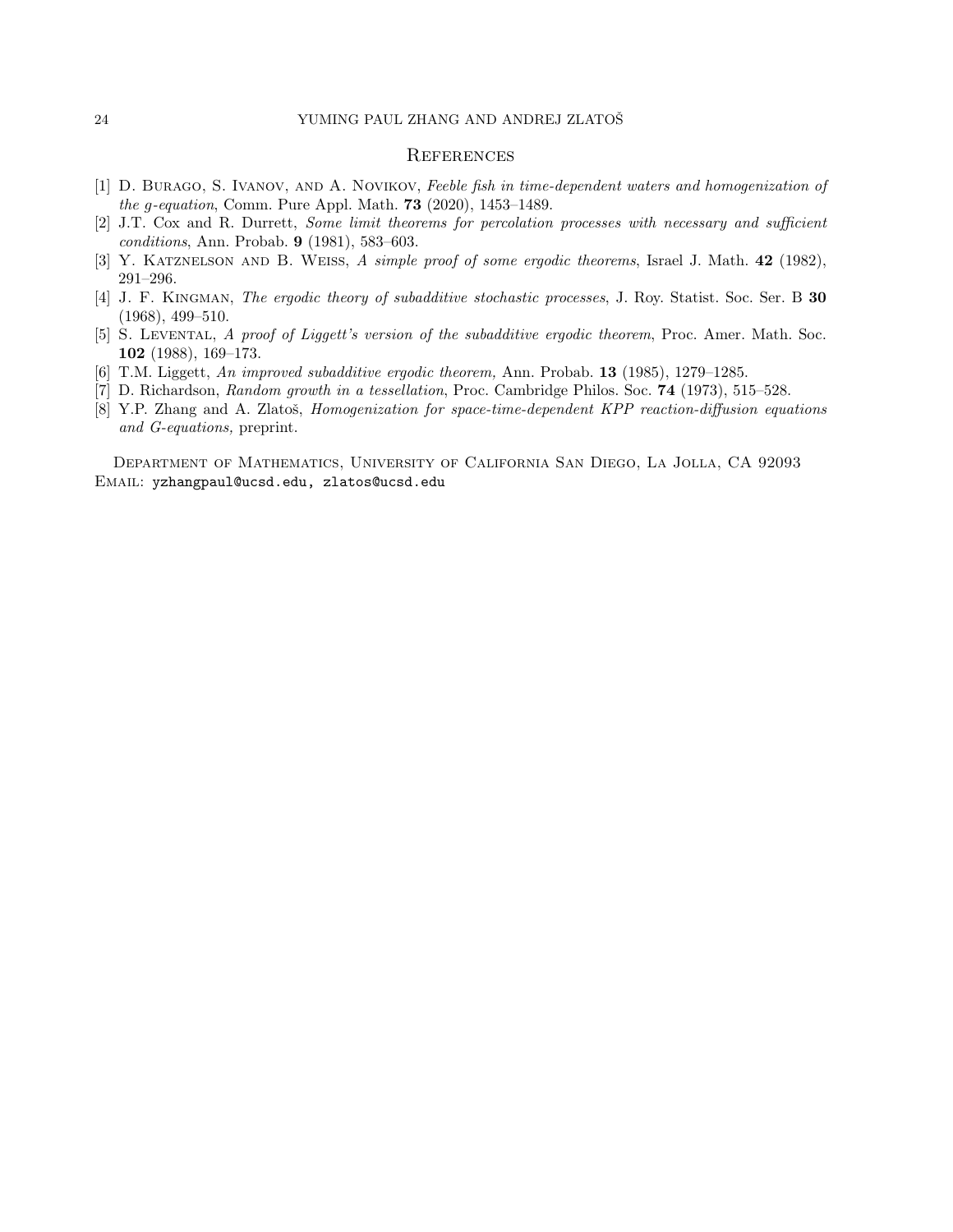## References

[1] D. Burago, S. Ivanov, and A. Novikov, *Feeble fish in time-dependent waters and homogenization of the g-equation*, Comm. Pure Appl. Math. **73** (2020), 1453–1489.

[2] J.T. Cox and R. Durrett, *Some limit theorems for percolation processes with necessary and sufficient conditions*, Ann. Probab. **9** (1981), 583–603.

[3] Y. Katznelson and B. Weiss, *A simple proof of some ergodic theorems*, Israel J. Math. **42** (1982), 291–296.

[4] J. F. Kingman, *The ergodic theory of subadditive stochastic processes*, J. Roy. Statist. Soc. Ser. B **30** (1968), 499–510.

[5] S. Levental, *A proof of Liggett's version of the subadditive ergodic theorem*, Proc. Amer. Math. Soc. **102** (1988), 169–173.

[6] T.M. Liggett, *An improved subadditive ergodic theorem,* Ann. Probab. **13** (1985), 1279–1285.

[7] D. Richardson, *Random growth in a tessellation*, Proc. Cambridge Philos. Soc. **74** (1973), 515–528.

[8] Y.P. Zhang and A. Zlatoš, *Homogenization for space-time-dependent KPP reaction-diffusion equations and G-equations,* preprint.

Department of Mathematics, University of California San Diego, La Jolla, CA 92093
Email: yzhangpaul@ucsd.edu, zlatos@ucsd.edu